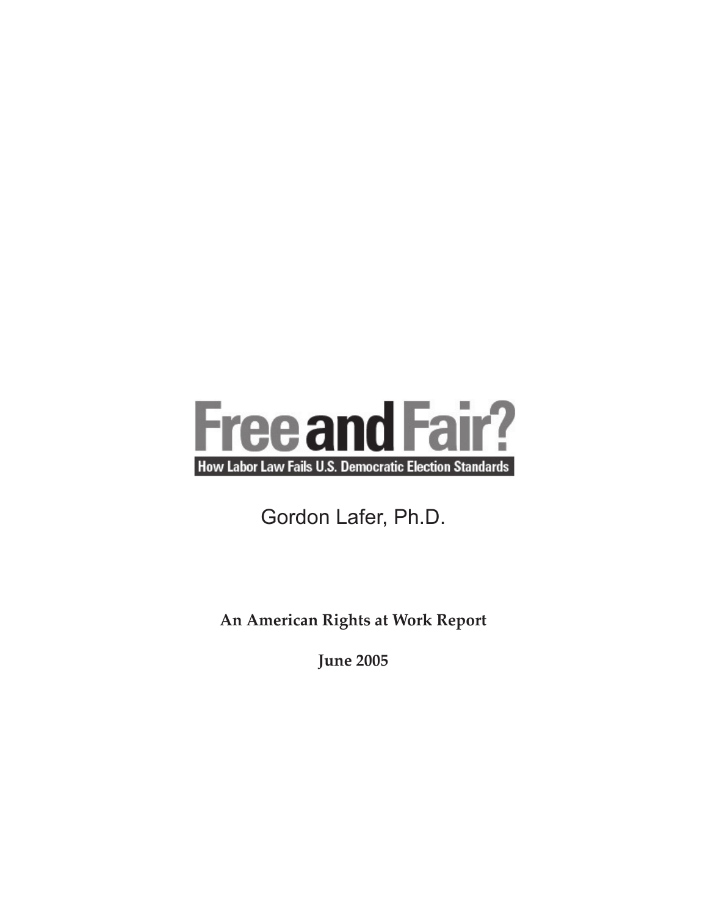# Free and Fair?

## How Labor Law Fails U.S. Democratic Election Standards

Gordon Lafer, Ph.D.

**An American Rights at Work Report**

**June 2005**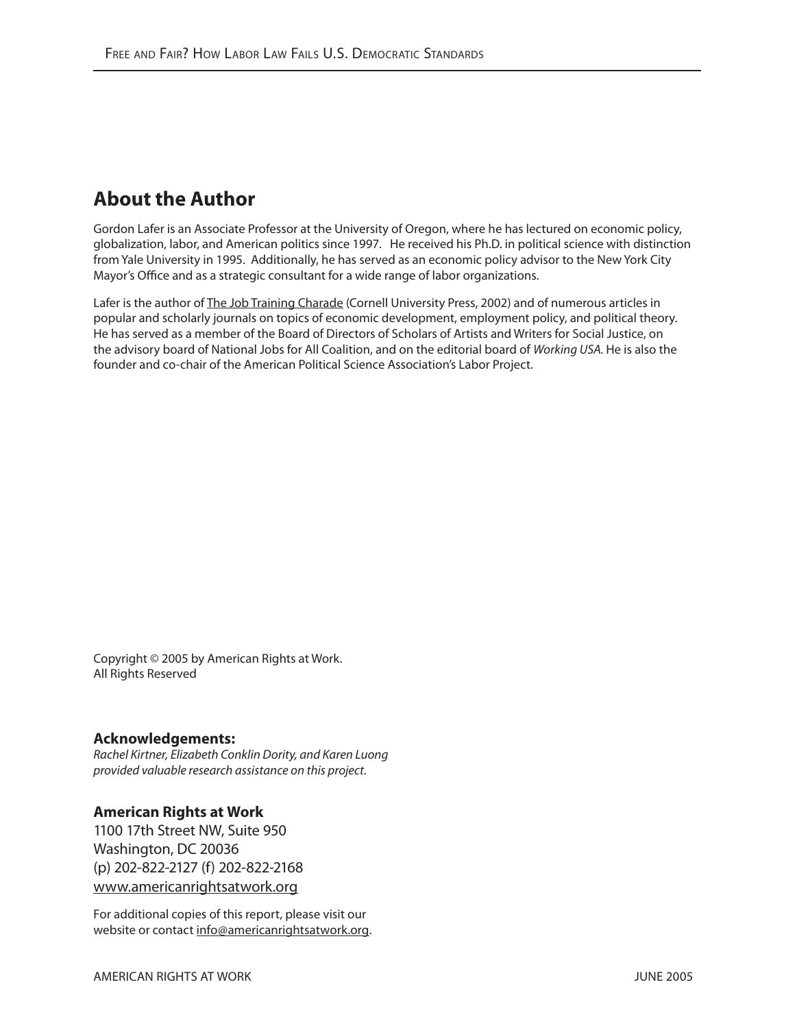## About the Author

Gordon Lafer is an Associate Professor at the University of Oregon, where he has lectured on economic policy, globalization, labor, and American politics since 1997. He received his Ph.D. in political science with distinction from Yale University in 1995. Additionally, he has served as an economic policy advisor to the New York City Mayor's Office and as a strategic consultant for a wide range of labor organizations.

Lafer is the author of The Job Training Charade (Cornell University Press, 2002) and of numerous articles in popular and scholarly journals on topics of economic development, employment policy, and political theory. He has served as a member of the Board of Directors of Scholars of Artists and Writers for Social Justice, on the advisory board of National Jobs for All Coalition, and on the editorial board of *Working USA.* He is also the founder and co-chair of the American Political Science Association's Labor Project.

Copyright © 2005 by American Rights at Work.
All Rights Reserved

**Acknowledgements:**
*Rachel Kirtner, Elizabeth Conklin Dority, and Karen Luong provided valuable research assistance on this project.*

**American Rights at Work**
1100 17th Street NW, Suite 950
Washington, DC 20036
(p) 202-822-2127 (f) 202-822-2168
www.americanrightsatwork.org

For additional copies of this report, please visit our website or contact info@americanrightsatwork.org.

AMERICAN RIGHTS AT WORK JUNE 2005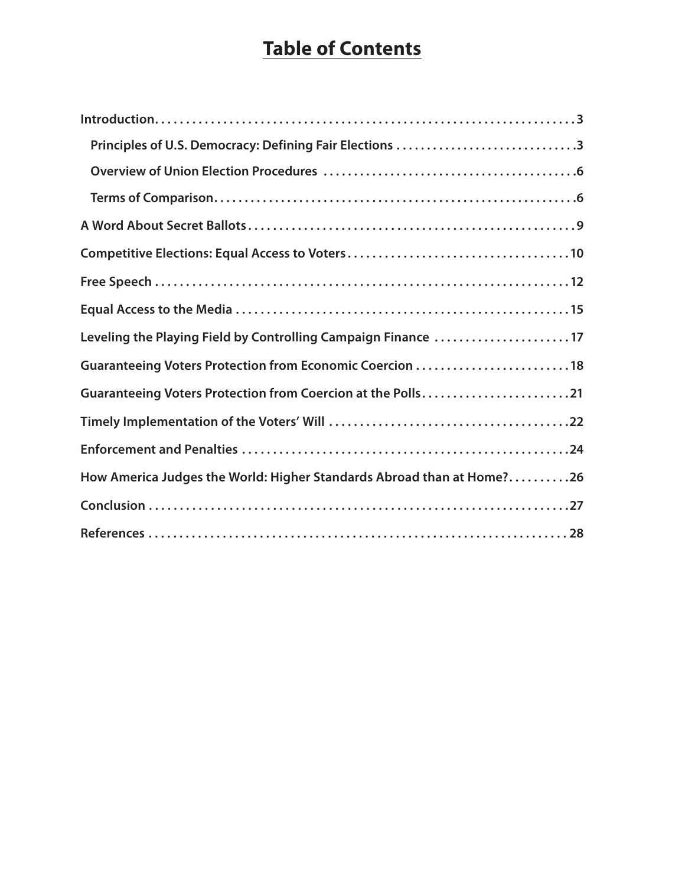# Table of Contents

- **Introduction** . . . . . . . . . . 3
  - **Principles of U.S. Democracy: Defining Fair Elections** . . . . . . . . . . 3
  - **Overview of Union Election Procedures** . . . . . . . . . . 6
  - **Terms of Comparison** . . . . . . . . . . 6
- **A Word About Secret Ballots** . . . . . . . . . . 9
- **Competitive Elections: Equal Access to Voters** . . . . . . . . . . 10
- **Free Speech** . . . . . . . . . . 12
- **Equal Access to the Media** . . . . . . . . . . 15
- **Leveling the Playing Field by Controlling Campaign Finance** . . . . . . . . . . 17
- **Guaranteeing Voters Protection from Economic Coercion** . . . . . . . . . . 18
- **Guaranteeing Voters Protection from Coercion at the Polls** . . . . . . . . . . 21
- **Timely Implementation of the Voters' Will** . . . . . . . . . . 22
- **Enforcement and Penalties** . . . . . . . . . . 24
- **How America Judges the World: Higher Standards Abroad than at Home?** . . . . . . . . . . 26
- **Conclusion** . . . . . . . . . . 27
- **References** . . . . . . . . . . 28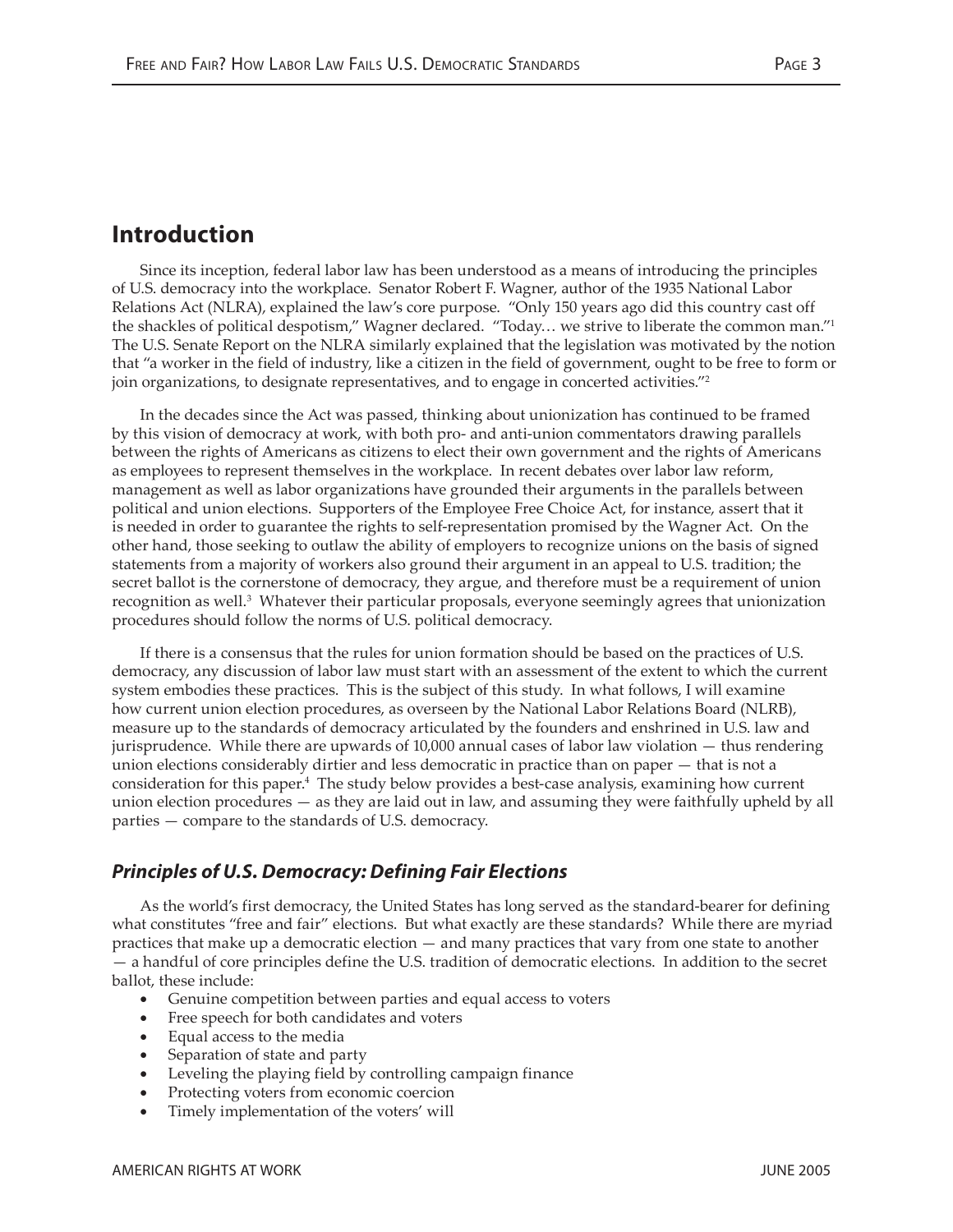## Introduction

Since its inception, federal labor law has been understood as a means of introducing the principles of U.S. democracy into the workplace. Senator Robert F. Wagner, author of the 1935 National Labor Relations Act (NLRA), explained the law's core purpose. "Only 150 years ago did this country cast off the shackles of political despotism," Wagner declared. "Today… we strive to liberate the common man."[1] The U.S. Senate Report on the NLRA similarly explained that the legislation was motivated by the notion that "a worker in the field of industry, like a citizen in the field of government, ought to be free to form or join organizations, to designate representatives, and to engage in concerted activities."[2]

In the decades since the Act was passed, thinking about unionization has continued to be framed by this vision of democracy at work, with both pro- and anti-union commentators drawing parallels between the rights of Americans as citizens to elect their own government and the rights of Americans as employees to represent themselves in the workplace. In recent debates over labor law reform, management as well as labor organizations have grounded their arguments in the parallels between political and union elections. Supporters of the Employee Free Choice Act, for instance, assert that it is needed in order to guarantee the rights to self-representation promised by the Wagner Act. On the other hand, those seeking to outlaw the ability of employers to recognize unions on the basis of signed statements from a majority of workers also ground their argument in an appeal to U.S. tradition; the secret ballot is the cornerstone of democracy, they argue, and therefore must be a requirement of union recognition as well.[3] Whatever their particular proposals, everyone seemingly agrees that unionization procedures should follow the norms of U.S. political democracy.

If there is a consensus that the rules for union formation should be based on the practices of U.S. democracy, any discussion of labor law must start with an assessment of the extent to which the current system embodies these practices. This is the subject of this study. In what follows, I will examine how current union election procedures, as overseen by the National Labor Relations Board (NLRB), measure up to the standards of democracy articulated by the founders and enshrined in U.S. law and jurisprudence. While there are upwards of 10,000 annual cases of labor law violation — thus rendering union elections considerably dirtier and less democratic in practice than on paper — that is not a consideration for this paper.[4] The study below provides a best-case analysis, examining how current union election procedures — as they are laid out in law, and assuming they were faithfully upheld by all parties — compare to the standards of U.S. democracy.

### *Principles of U.S. Democracy: Defining Fair Elections*

As the world's first democracy, the United States has long served as the standard-bearer for defining what constitutes "free and fair" elections. But what exactly are these standards? While there are myriad practices that make up a democratic election — and many practices that vary from one state to another — a handful of core principles define the U.S. tradition of democratic elections. In addition to the secret ballot, these include:

- Genuine competition between parties and equal access to voters
- Free speech for both candidates and voters
- Equal access to the media
- Separation of state and party
- Leveling the playing field by controlling campaign finance
- Protecting voters from economic coercion
- Timely implementation of the voters' will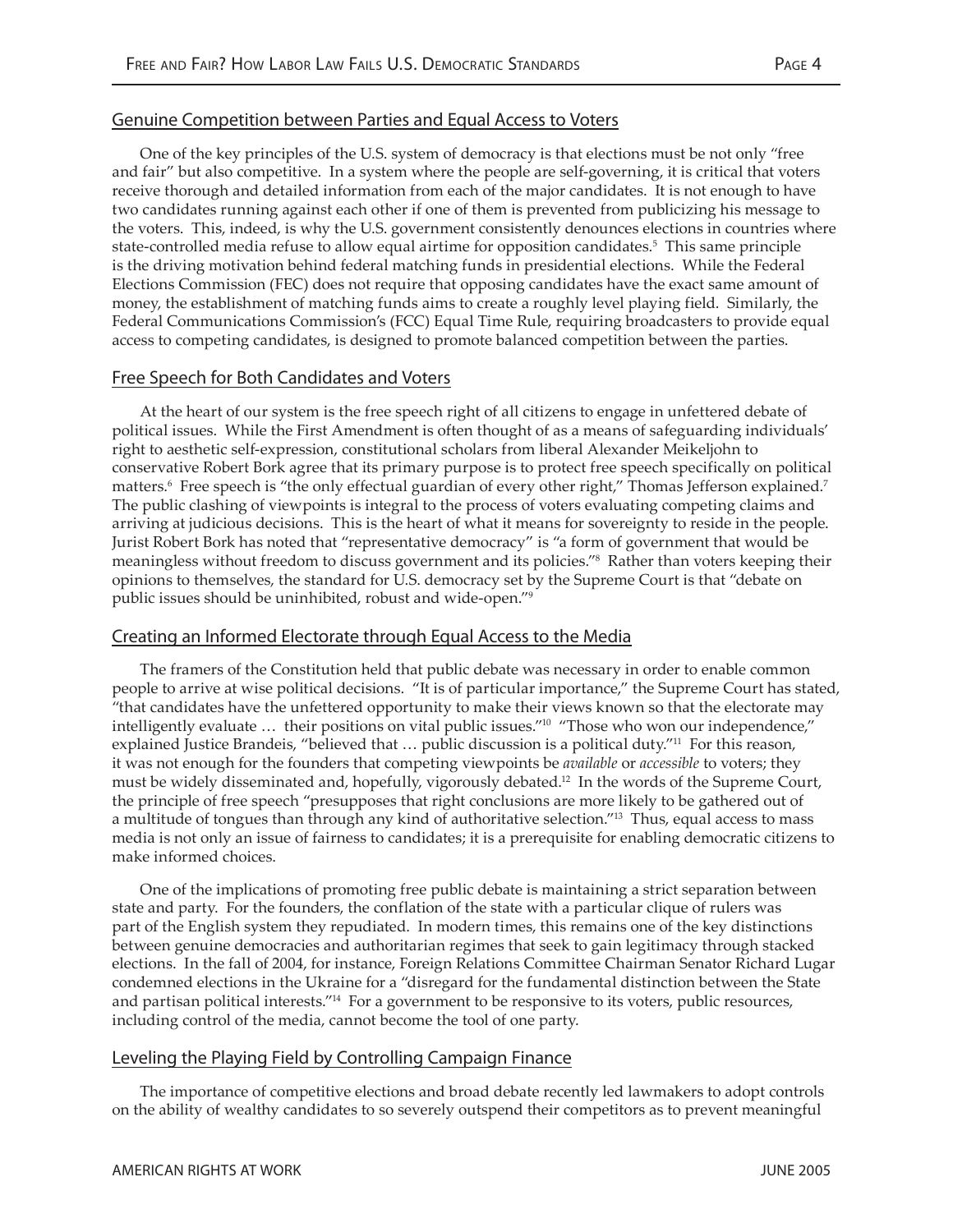## Genuine Competition between Parties and Equal Access to Voters

One of the key principles of the U.S. system of democracy is that elections must be not only "free and fair" but also competitive. In a system where the people are self-governing, it is critical that voters receive thorough and detailed information from each of the major candidates. It is not enough to have two candidates running against each other if one of them is prevented from publicizing his message to the voters. This, indeed, is why the U.S. government consistently denounces elections in countries where state-controlled media refuse to allow equal airtime for opposition candidates.[5] This same principle is the driving motivation behind federal matching funds in presidential elections. While the Federal Elections Commission (FEC) does not require that opposing candidates have the exact same amount of money, the establishment of matching funds aims to create a roughly level playing field. Similarly, the Federal Communications Commission's (FCC) Equal Time Rule, requiring broadcasters to provide equal access to competing candidates, is designed to promote balanced competition between the parties.

## Free Speech for Both Candidates and Voters

At the heart of our system is the free speech right of all citizens to engage in unfettered debate of political issues. While the First Amendment is often thought of as a means of safeguarding individuals' right to aesthetic self-expression, constitutional scholars from liberal Alexander Meikeljohn to conservative Robert Bork agree that its primary purpose is to protect free speech specifically on political matters.[6] Free speech is "the only effectual guardian of every other right," Thomas Jefferson explained.[7] The public clashing of viewpoints is integral to the process of voters evaluating competing claims and arriving at judicious decisions. This is the heart of what it means for sovereignty to reside in the people. Jurist Robert Bork has noted that "representative democracy" is "a form of government that would be meaningless without freedom to discuss government and its policies."[8] Rather than voters keeping their opinions to themselves, the standard for U.S. democracy set by the Supreme Court is that "debate on public issues should be uninhibited, robust and wide-open."[9]

## Creating an Informed Electorate through Equal Access to the Media

The framers of the Constitution held that public debate was necessary in order to enable common people to arrive at wise political decisions. "It is of particular importance," the Supreme Court has stated, "that candidates have the unfettered opportunity to make their views known so that the electorate may intelligently evaluate … their positions on vital public issues."[10] "Those who won our independence," explained Justice Brandeis, "believed that … public discussion is a political duty."[11] For this reason, it was not enough for the founders that competing viewpoints be *available* or *accessible* to voters; they must be widely disseminated and, hopefully, vigorously debated.[12] In the words of the Supreme Court, the principle of free speech "presupposes that right conclusions are more likely to be gathered out of a multitude of tongues than through any kind of authoritative selection."[13] Thus, equal access to mass media is not only an issue of fairness to candidates; it is a prerequisite for enabling democratic citizens to make informed choices.

One of the implications of promoting free public debate is maintaining a strict separation between state and party. For the founders, the conflation of the state with a particular clique of rulers was part of the English system they repudiated. In modern times, this remains one of the key distinctions between genuine democracies and authoritarian regimes that seek to gain legitimacy through stacked elections. In the fall of 2004, for instance, Foreign Relations Committee Chairman Senator Richard Lugar condemned elections in the Ukraine for a "disregard for the fundamental distinction between the State and partisan political interests."[14] For a government to be responsive to its voters, public resources, including control of the media, cannot become the tool of one party.

## Leveling the Playing Field by Controlling Campaign Finance

The importance of competitive elections and broad debate recently led lawmakers to adopt controls on the ability of wealthy candidates to so severely outspend their competitors as to prevent meaningful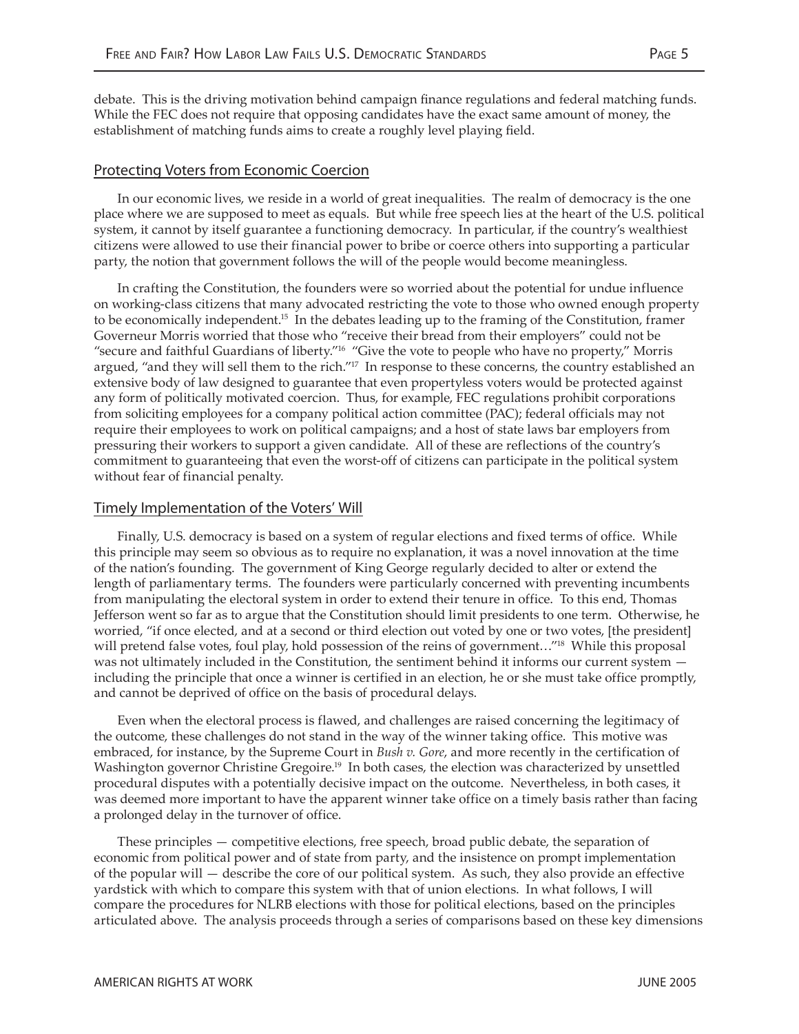debate. This is the driving motivation behind campaign finance regulations and federal matching funds. While the FEC does not require that opposing candidates have the exact same amount of money, the establishment of matching funds aims to create a roughly level playing field.

## Protecting Voters from Economic Coercion

In our economic lives, we reside in a world of great inequalities. The realm of democracy is the one place where we are supposed to meet as equals. But while free speech lies at the heart of the U.S. political system, it cannot by itself guarantee a functioning democracy. In particular, if the country's wealthiest citizens were allowed to use their financial power to bribe or coerce others into supporting a particular party, the notion that government follows the will of the people would become meaningless.

In crafting the Constitution, the founders were so worried about the potential for undue influence on working-class citizens that many advocated restricting the vote to those who owned enough property to be economically independent.[15] In the debates leading up to the framing of the Constitution, framer Governeur Morris worried that those who "receive their bread from their employers" could not be "secure and faithful Guardians of liberty."[16] "Give the vote to people who have no property," Morris argued, "and they will sell them to the rich."[17] In response to these concerns, the country established an extensive body of law designed to guarantee that even propertyless voters would be protected against any form of politically motivated coercion. Thus, for example, FEC regulations prohibit corporations from soliciting employees for a company political action committee (PAC); federal officials may not require their employees to work on political campaigns; and a host of state laws bar employers from pressuring their workers to support a given candidate. All of these are reflections of the country's commitment to guaranteeing that even the worst-off of citizens can participate in the political system without fear of financial penalty.

## Timely Implementation of the Voters' Will

Finally, U.S. democracy is based on a system of regular elections and fixed terms of office. While this principle may seem so obvious as to require no explanation, it was a novel innovation at the time of the nation's founding. The government of King George regularly decided to alter or extend the length of parliamentary terms. The founders were particularly concerned with preventing incumbents from manipulating the electoral system in order to extend their tenure in office. To this end, Thomas Jefferson went so far as to argue that the Constitution should limit presidents to one term. Otherwise, he worried, "if once elected, and at a second or third election out voted by one or two votes, [the president] will pretend false votes, foul play, hold possession of the reins of government…"[18] While this proposal was not ultimately included in the Constitution, the sentiment behind it informs our current system — including the principle that once a winner is certified in an election, he or she must take office promptly, and cannot be deprived of office on the basis of procedural delays.

Even when the electoral process is flawed, and challenges are raised concerning the legitimacy of the outcome, these challenges do not stand in the way of the winner taking office. This motive was embraced, for instance, by the Supreme Court in *Bush v. Gore*, and more recently in the certification of Washington governor Christine Gregoire.[19] In both cases, the election was characterized by unsettled procedural disputes with a potentially decisive impact on the outcome. Nevertheless, in both cases, it was deemed more important to have the apparent winner take office on a timely basis rather than facing a prolonged delay in the turnover of office.

These principles — competitive elections, free speech, broad public debate, the separation of economic from political power and of state from party, and the insistence on prompt implementation of the popular will — describe the core of our political system. As such, they also provide an effective yardstick with which to compare this system with that of union elections. In what follows, I will compare the procedures for NLRB elections with those for political elections, based on the principles articulated above. The analysis proceeds through a series of comparisons based on these key dimensions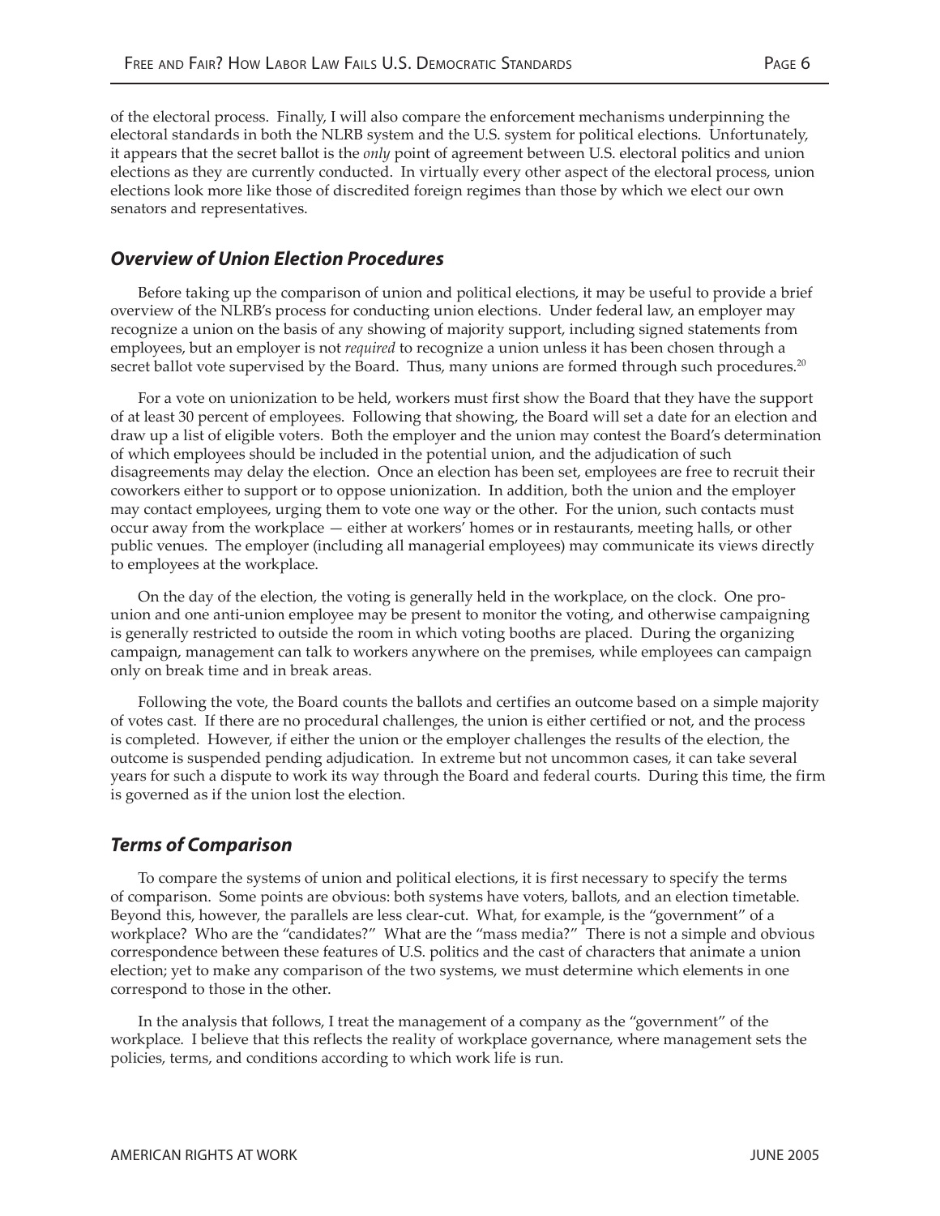of the electoral process. Finally, I will also compare the enforcement mechanisms underpinning the electoral standards in both the NLRB system and the U.S. system for political elections. Unfortunately, it appears that the secret ballot is the *only* point of agreement between U.S. electoral politics and union elections as they are currently conducted. In virtually every other aspect of the electoral process, union elections look more like those of discredited foreign regimes than those by which we elect our own senators and representatives.

## Overview of Union Election Procedures

Before taking up the comparison of union and political elections, it may be useful to provide a brief overview of the NLRB's process for conducting union elections. Under federal law, an employer may recognize a union on the basis of any showing of majority support, including signed statements from employees, but an employer is not *required* to recognize a union unless it has been chosen through a secret ballot vote supervised by the Board. Thus, many unions are formed through such procedures.[20]

For a vote on unionization to be held, workers must first show the Board that they have the support of at least 30 percent of employees. Following that showing, the Board will set a date for an election and draw up a list of eligible voters. Both the employer and the union may contest the Board's determination of which employees should be included in the potential union, and the adjudication of such disagreements may delay the election. Once an election has been set, employees are free to recruit their coworkers either to support or to oppose unionization. In addition, both the union and the employer may contact employees, urging them to vote one way or the other. For the union, such contacts must occur away from the workplace — either at workers' homes or in restaurants, meeting halls, or other public venues. The employer (including all managerial employees) may communicate its views directly to employees at the workplace.

On the day of the election, the voting is generally held in the workplace, on the clock. One pro-union and one anti-union employee may be present to monitor the voting, and otherwise campaigning is generally restricted to outside the room in which voting booths are placed. During the organizing campaign, management can talk to workers anywhere on the premises, while employees can campaign only on break time and in break areas.

Following the vote, the Board counts the ballots and certifies an outcome based on a simple majority of votes cast. If there are no procedural challenges, the union is either certified or not, and the process is completed. However, if either the union or the employer challenges the results of the election, the outcome is suspended pending adjudication. In extreme but not uncommon cases, it can take several years for such a dispute to work its way through the Board and federal courts. During this time, the firm is governed as if the union lost the election.

## Terms of Comparison

To compare the systems of union and political elections, it is first necessary to specify the terms of comparison. Some points are obvious: both systems have voters, ballots, and an election timetable. Beyond this, however, the parallels are less clear-cut. What, for example, is the "government" of a workplace? Who are the "candidates?" What are the "mass media?" There is not a simple and obvious correspondence between these features of U.S. politics and the cast of characters that animate a union election; yet to make any comparison of the two systems, we must determine which elements in one correspond to those in the other.

In the analysis that follows, I treat the management of a company as the "government" of the workplace. I believe that this reflects the reality of workplace governance, where management sets the policies, terms, and conditions according to which work life is run.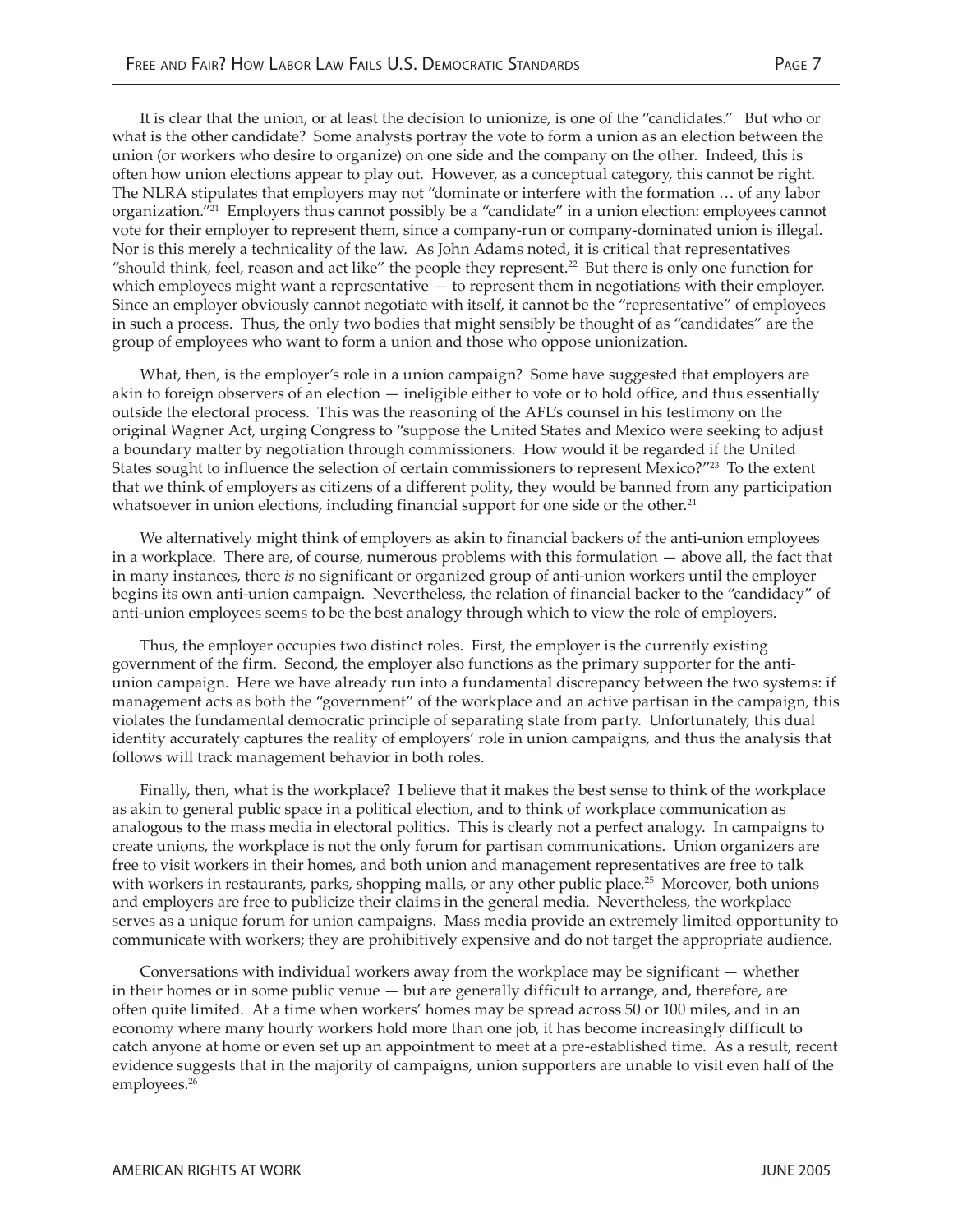It is clear that the union, or at least the decision to unionize, is one of the "candidates." But who or what is the other candidate? Some analysts portray the vote to form a union as an election between the union (or workers who desire to organize) on one side and the company on the other. Indeed, this is often how union elections appear to play out. However, as a conceptual category, this cannot be right. The NLRA stipulates that employers may not "dominate or interfere with the formation … of any labor organization."[21] Employers thus cannot possibly be a "candidate" in a union election: employees cannot vote for their employer to represent them, since a company-run or company-dominated union is illegal. Nor is this merely a technicality of the law. As John Adams noted, it is critical that representatives "should think, feel, reason and act like" the people they represent.[22] But there is only one function for which employees might want a representative — to represent them in negotiations with their employer. Since an employer obviously cannot negotiate with itself, it cannot be the "representative" of employees in such a process. Thus, the only two bodies that might sensibly be thought of as "candidates" are the group of employees who want to form a union and those who oppose unionization.

What, then, is the employer's role in a union campaign? Some have suggested that employers are akin to foreign observers of an election — ineligible either to vote or to hold office, and thus essentially outside the electoral process. This was the reasoning of the AFL's counsel in his testimony on the original Wagner Act, urging Congress to "suppose the United States and Mexico were seeking to adjust a boundary matter by negotiation through commissioners. How would it be regarded if the United States sought to influence the selection of certain commissioners to represent Mexico?"[23] To the extent that we think of employers as citizens of a different polity, they would be banned from any participation whatsoever in union elections, including financial support for one side or the other.[24]

We alternatively might think of employers as akin to financial backers of the anti-union employees in a workplace. There are, of course, numerous problems with this formulation — above all, the fact that in many instances, there *is* no significant or organized group of anti-union workers until the employer begins its own anti-union campaign. Nevertheless, the relation of financial backer to the "candidacy" of anti-union employees seems to be the best analogy through which to view the role of employers.

Thus, the employer occupies two distinct roles. First, the employer is the currently existing government of the firm. Second, the employer also functions as the primary supporter for the anti-union campaign. Here we have already run into a fundamental discrepancy between the two systems: if management acts as both the "government" of the workplace and an active partisan in the campaign, this violates the fundamental democratic principle of separating state from party. Unfortunately, this dual identity accurately captures the reality of employers' role in union campaigns, and thus the analysis that follows will track management behavior in both roles.

Finally, then, what is the workplace? I believe that it makes the best sense to think of the workplace as akin to general public space in a political election, and to think of workplace communication as analogous to the mass media in electoral politics. This is clearly not a perfect analogy. In campaigns to create unions, the workplace is not the only forum for partisan communications. Union organizers are free to visit workers in their homes, and both union and management representatives are free to talk with workers in restaurants, parks, shopping malls, or any other public place.[25] Moreover, both unions and employers are free to publicize their claims in the general media. Nevertheless, the workplace serves as a unique forum for union campaigns. Mass media provide an extremely limited opportunity to communicate with workers; they are prohibitively expensive and do not target the appropriate audience.

Conversations with individual workers away from the workplace may be significant — whether in their homes or in some public venue — but are generally difficult to arrange, and, therefore, are often quite limited. At a time when workers' homes may be spread across 50 or 100 miles, and in an economy where many hourly workers hold more than one job, it has become increasingly difficult to catch anyone at home or even set up an appointment to meet at a pre-established time. As a result, recent evidence suggests that in the majority of campaigns, union supporters are unable to visit even half of the employees.[26]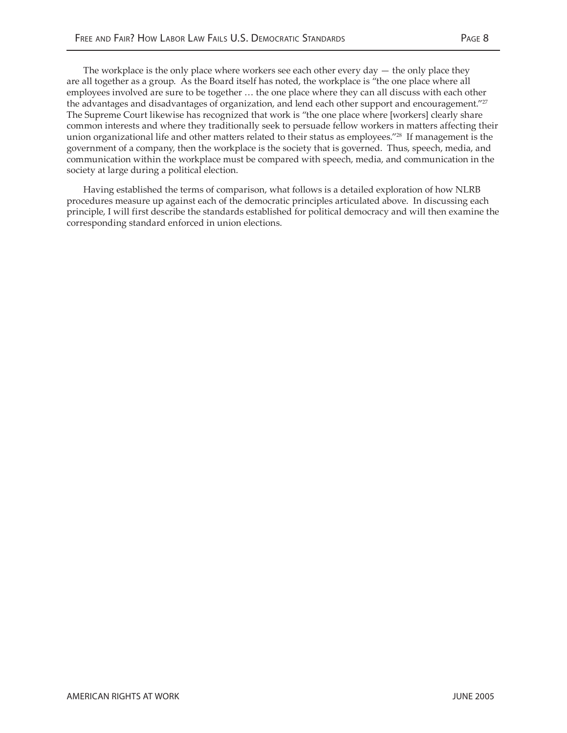The workplace is the only place where workers see each other every day — the only place they are all together as a group. As the Board itself has noted, the workplace is "the one place where all employees involved are sure to be together … the one place where they can all discuss with each other the advantages and disadvantages of organization, and lend each other support and encouragement."[27] The Supreme Court likewise has recognized that work is "the one place where [workers] clearly share common interests and where they traditionally seek to persuade fellow workers in matters affecting their union organizational life and other matters related to their status as employees."[28] If management is the government of a company, then the workplace is the society that is governed. Thus, speech, media, and communication within the workplace must be compared with speech, media, and communication in the society at large during a political election.

Having established the terms of comparison, what follows is a detailed exploration of how NLRB procedures measure up against each of the democratic principles articulated above. In discussing each principle, I will first describe the standards established for political democracy and will then examine the corresponding standard enforced in union elections.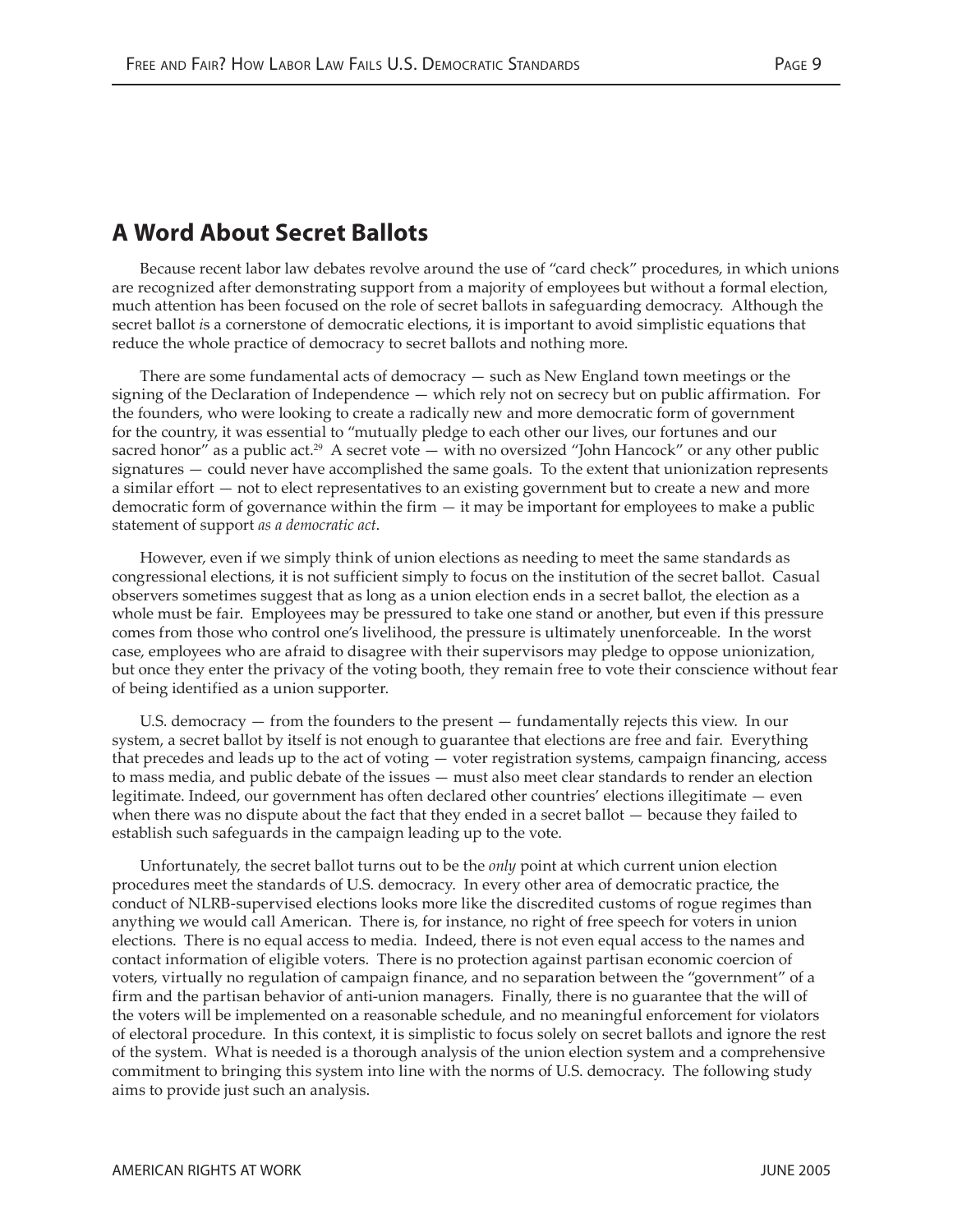## A Word About Secret Ballots

Because recent labor law debates revolve around the use of "card check" procedures, in which unions are recognized after demonstrating support from a majority of employees but without a formal election, much attention has been focused on the role of secret ballots in safeguarding democracy. Although the secret ballot *is* a cornerstone of democratic elections, it is important to avoid simplistic equations that reduce the whole practice of democracy to secret ballots and nothing more.

There are some fundamental acts of democracy — such as New England town meetings or the signing of the Declaration of Independence — which rely not on secrecy but on public affirmation. For the founders, who were looking to create a radically new and more democratic form of government for the country, it was essential to "mutually pledge to each other our lives, our fortunes and our sacred honor" as a public act.[29] A secret vote — with no oversized "John Hancock" or any other public signatures — could never have accomplished the same goals. To the extent that unionization represents a similar effort — not to elect representatives to an existing government but to create a new and more democratic form of governance within the firm — it may be important for employees to make a public statement of support *as a democratic act*.

However, even if we simply think of union elections as needing to meet the same standards as congressional elections, it is not sufficient simply to focus on the institution of the secret ballot. Casual observers sometimes suggest that as long as a union election ends in a secret ballot, the election as a whole must be fair. Employees may be pressured to take one stand or another, but even if this pressure comes from those who control one's livelihood, the pressure is ultimately unenforceable. In the worst case, employees who are afraid to disagree with their supervisors may pledge to oppose unionization, but once they enter the privacy of the voting booth, they remain free to vote their conscience without fear of being identified as a union supporter.

U.S. democracy — from the founders to the present — fundamentally rejects this view. In our system, a secret ballot by itself is not enough to guarantee that elections are free and fair. Everything that precedes and leads up to the act of voting — voter registration systems, campaign financing, access to mass media, and public debate of the issues — must also meet clear standards to render an election legitimate. Indeed, our government has often declared other countries' elections illegitimate — even when there was no dispute about the fact that they ended in a secret ballot — because they failed to establish such safeguards in the campaign leading up to the vote.

Unfortunately, the secret ballot turns out to be the *only* point at which current union election procedures meet the standards of U.S. democracy. In every other area of democratic practice, the conduct of NLRB-supervised elections looks more like the discredited customs of rogue regimes than anything we would call American. There is, for instance, no right of free speech for voters in union elections. There is no equal access to media. Indeed, there is not even equal access to the names and contact information of eligible voters. There is no protection against partisan economic coercion of voters, virtually no regulation of campaign finance, and no separation between the "government" of a firm and the partisan behavior of anti-union managers. Finally, there is no guarantee that the will of the voters will be implemented on a reasonable schedule, and no meaningful enforcement for violators of electoral procedure. In this context, it is simplistic to focus solely on secret ballots and ignore the rest of the system. What is needed is a thorough analysis of the union election system and a comprehensive commitment to bringing this system into line with the norms of U.S. democracy. The following study aims to provide just such an analysis.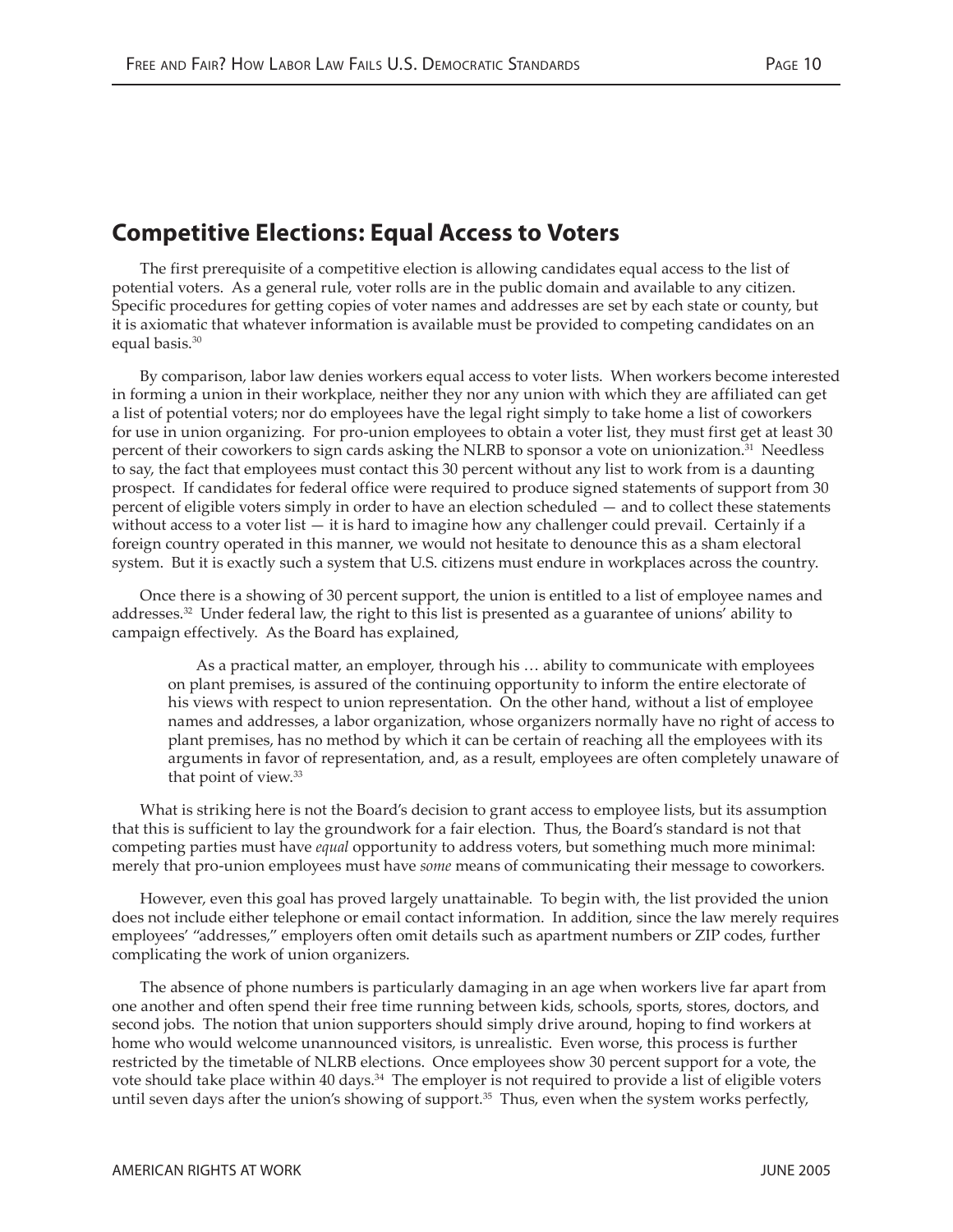## Competitive Elections: Equal Access to Voters

The first prerequisite of a competitive election is allowing candidates equal access to the list of potential voters. As a general rule, voter rolls are in the public domain and available to any citizen. Specific procedures for getting copies of voter names and addresses are set by each state or county, but it is axiomatic that whatever information is available must be provided to competing candidates on an equal basis.[30]

By comparison, labor law denies workers equal access to voter lists. When workers become interested in forming a union in their workplace, neither they nor any union with which they are affiliated can get a list of potential voters; nor do employees have the legal right simply to take home a list of coworkers for use in union organizing. For pro-union employees to obtain a voter list, they must first get at least 30 percent of their coworkers to sign cards asking the NLRB to sponsor a vote on unionization.[31] Needless to say, the fact that employees must contact this 30 percent without any list to work from is a daunting prospect. If candidates for federal office were required to produce signed statements of support from 30 percent of eligible voters simply in order to have an election scheduled — and to collect these statements without access to a voter list — it is hard to imagine how any challenger could prevail. Certainly if a foreign country operated in this manner, we would not hesitate to denounce this as a sham electoral system. But it is exactly such a system that U.S. citizens must endure in workplaces across the country.

Once there is a showing of 30 percent support, the union is entitled to a list of employee names and addresses.[32] Under federal law, the right to this list is presented as a guarantee of unions' ability to campaign effectively. As the Board has explained,

> As a practical matter, an employer, through his … ability to communicate with employees on plant premises, is assured of the continuing opportunity to inform the entire electorate of his views with respect to union representation. On the other hand, without a list of employee names and addresses, a labor organization, whose organizers normally have no right of access to plant premises, has no method by which it can be certain of reaching all the employees with its arguments in favor of representation, and, as a result, employees are often completely unaware of that point of view.[33]

What is striking here is not the Board's decision to grant access to employee lists, but its assumption that this is sufficient to lay the groundwork for a fair election. Thus, the Board's standard is not that competing parties must have *equal* opportunity to address voters, but something much more minimal: merely that pro-union employees must have *some* means of communicating their message to coworkers.

However, even this goal has proved largely unattainable. To begin with, the list provided the union does not include either telephone or email contact information. In addition, since the law merely requires employees' "addresses," employers often omit details such as apartment numbers or ZIP codes, further complicating the work of union organizers.

The absence of phone numbers is particularly damaging in an age when workers live far apart from one another and often spend their free time running between kids, schools, sports, stores, doctors, and second jobs. The notion that union supporters should simply drive around, hoping to find workers at home who would welcome unannounced visitors, is unrealistic. Even worse, this process is further restricted by the timetable of NLRB elections. Once employees show 30 percent support for a vote, the vote should take place within 40 days.[34] The employer is not required to provide a list of eligible voters until seven days after the union's showing of support.[35] Thus, even when the system works perfectly,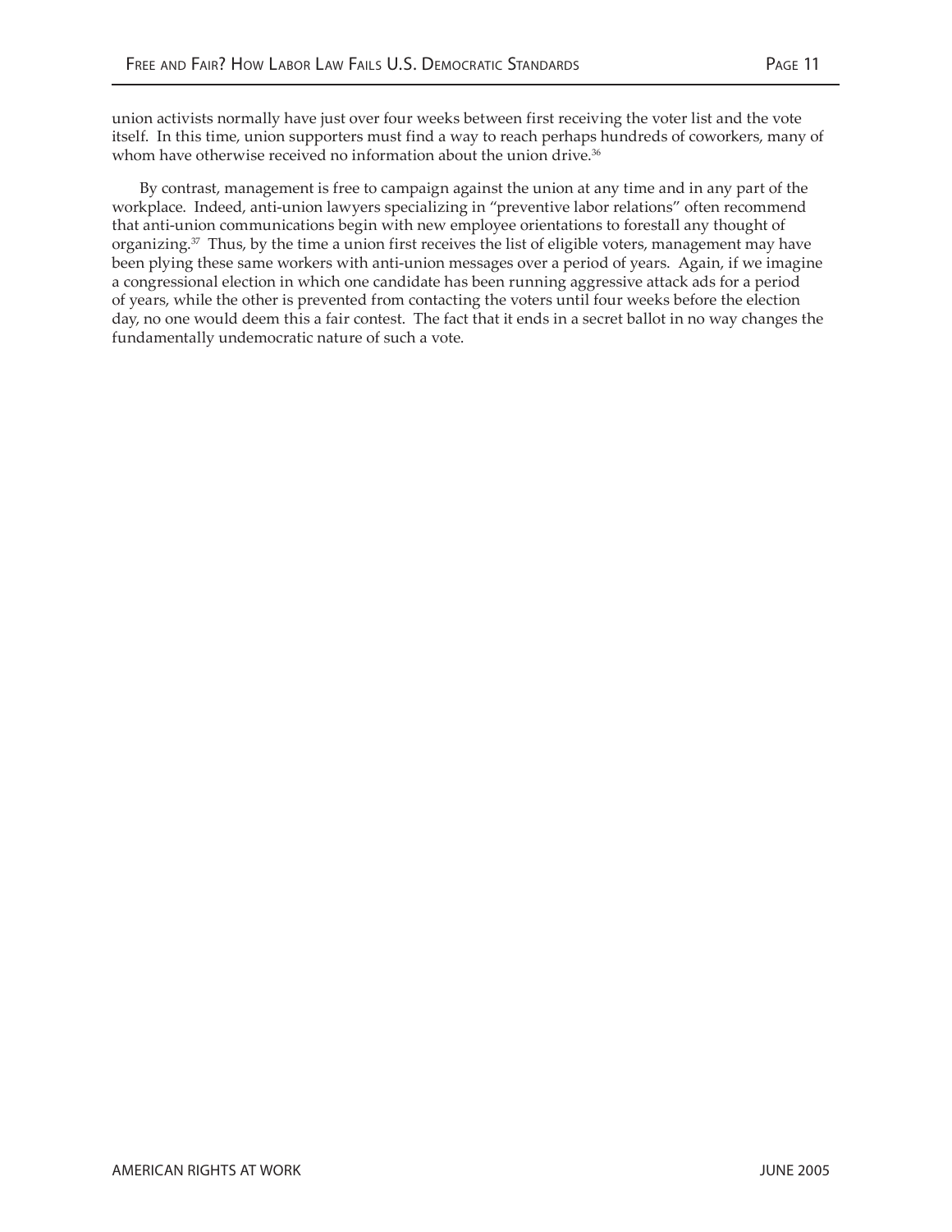union activists normally have just over four weeks between first receiving the voter list and the vote itself. In this time, union supporters must find a way to reach perhaps hundreds of coworkers, many of whom have otherwise received no information about the union drive.[36]

By contrast, management is free to campaign against the union at any time and in any part of the workplace. Indeed, anti-union lawyers specializing in "preventive labor relations" often recommend that anti-union communications begin with new employee orientations to forestall any thought of organizing.[37] Thus, by the time a union first receives the list of eligible voters, management may have been plying these same workers with anti-union messages over a period of years. Again, if we imagine a congressional election in which one candidate has been running aggressive attack ads for a period of years, while the other is prevented from contacting the voters until four weeks before the election day, no one would deem this a fair contest. The fact that it ends in a secret ballot in no way changes the fundamentally undemocratic nature of such a vote.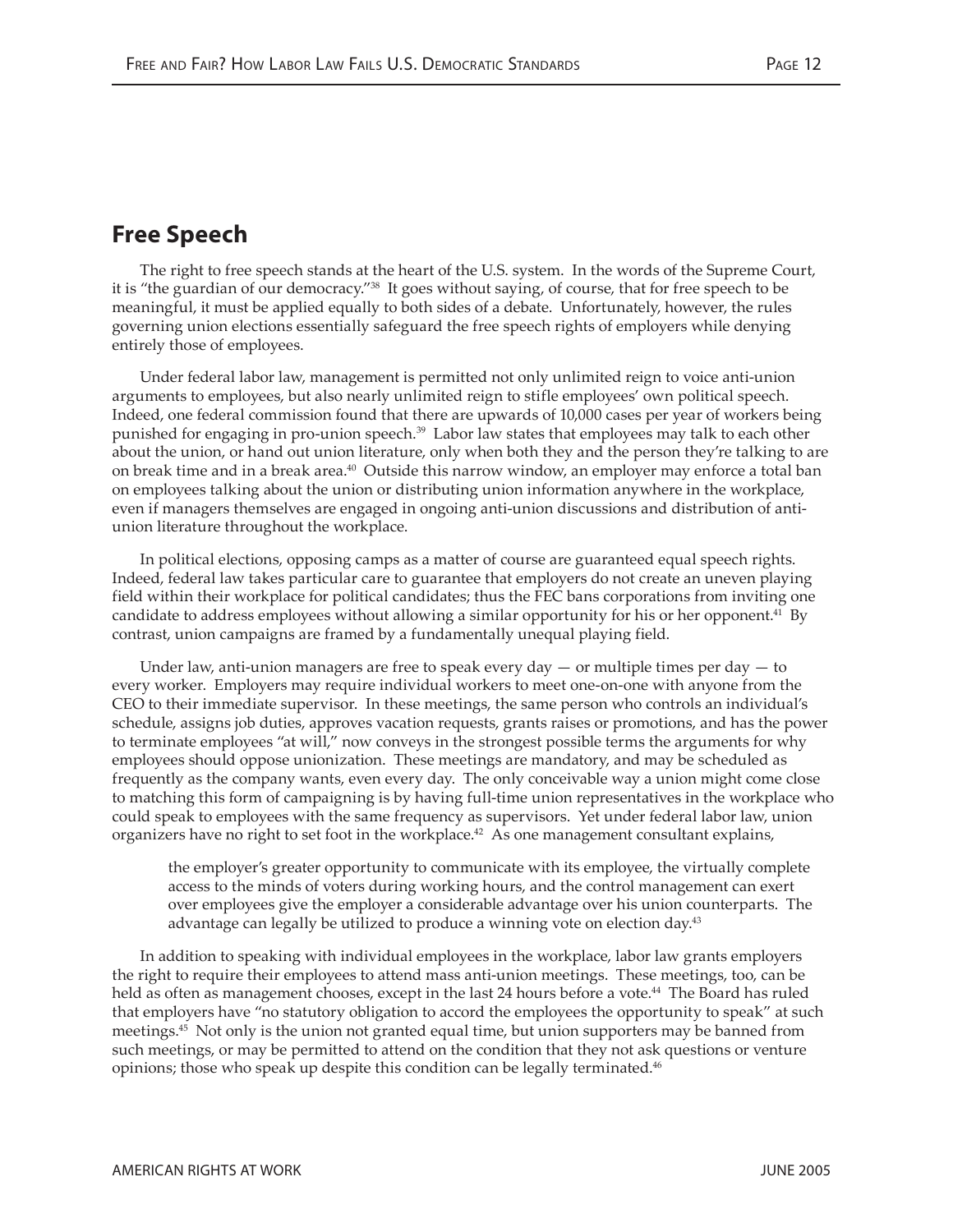## Free Speech

The right to free speech stands at the heart of the U.S. system. In the words of the Supreme Court, it is "the guardian of our democracy."[38] It goes without saying, of course, that for free speech to be meaningful, it must be applied equally to both sides of a debate. Unfortunately, however, the rules governing union elections essentially safeguard the free speech rights of employers while denying entirely those of employees.

Under federal labor law, management is permitted not only unlimited reign to voice anti-union arguments to employees, but also nearly unlimited reign to stifle employees' own political speech. Indeed, one federal commission found that there are upwards of 10,000 cases per year of workers being punished for engaging in pro-union speech.[39] Labor law states that employees may talk to each other about the union, or hand out union literature, only when both they and the person they're talking to are on break time and in a break area.[40] Outside this narrow window, an employer may enforce a total ban on employees talking about the union or distributing union information anywhere in the workplace, even if managers themselves are engaged in ongoing anti-union discussions and distribution of anti-union literature throughout the workplace.

In political elections, opposing camps as a matter of course are guaranteed equal speech rights. Indeed, federal law takes particular care to guarantee that employers do not create an uneven playing field within their workplace for political candidates; thus the FEC bans corporations from inviting one candidate to address employees without allowing a similar opportunity for his or her opponent.[41] By contrast, union campaigns are framed by a fundamentally unequal playing field.

Under law, anti-union managers are free to speak every day — or multiple times per day — to every worker. Employers may require individual workers to meet one-on-one with anyone from the CEO to their immediate supervisor. In these meetings, the same person who controls an individual's schedule, assigns job duties, approves vacation requests, grants raises or promotions, and has the power to terminate employees "at will," now conveys in the strongest possible terms the arguments for why employees should oppose unionization. These meetings are mandatory, and may be scheduled as frequently as the company wants, even every day. The only conceivable way a union might come close to matching this form of campaigning is by having full-time union representatives in the workplace who could speak to employees with the same frequency as supervisors. Yet under federal labor law, union organizers have no right to set foot in the workplace.[42] As one management consultant explains,

> the employer's greater opportunity to communicate with its employee, the virtually complete access to the minds of voters during working hours, and the control management can exert over employees give the employer a considerable advantage over his union counterparts. The advantage can legally be utilized to produce a winning vote on election day.[43]

In addition to speaking with individual employees in the workplace, labor law grants employers the right to require their employees to attend mass anti-union meetings. These meetings, too, can be held as often as management chooses, except in the last 24 hours before a vote.[44] The Board has ruled that employers have "no statutory obligation to accord the employees the opportunity to speak" at such meetings.[45] Not only is the union not granted equal time, but union supporters may be banned from such meetings, or may be permitted to attend on the condition that they not ask questions or venture opinions; those who speak up despite this condition can be legally terminated.[46]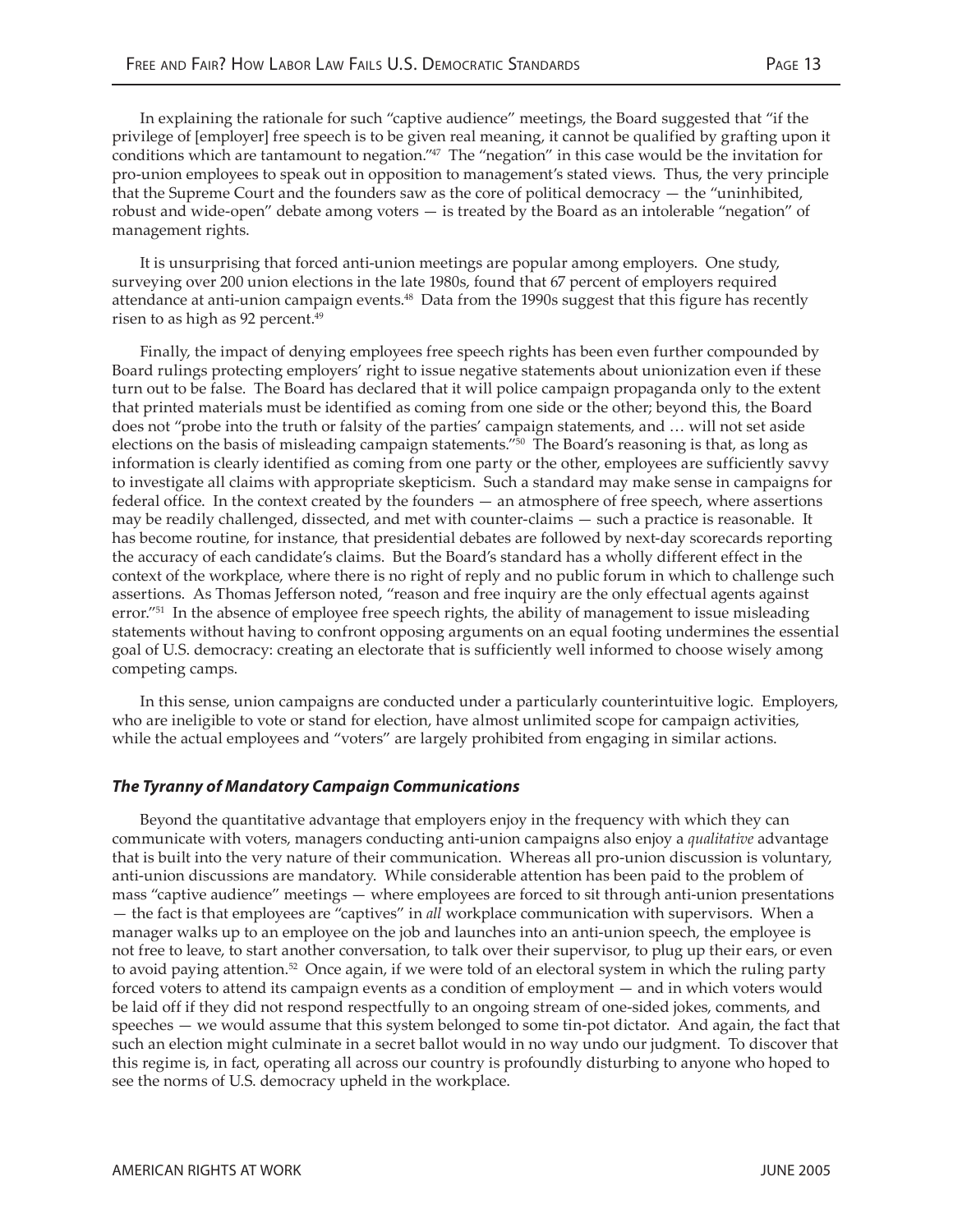In explaining the rationale for such "captive audience" meetings, the Board suggested that "if the privilege of [employer] free speech is to be given real meaning, it cannot be qualified by grafting upon it conditions which are tantamount to negation."[47] The "negation" in this case would be the invitation for pro-union employees to speak out in opposition to management's stated views. Thus, the very principle that the Supreme Court and the founders saw as the core of political democracy — the "uninhibited, robust and wide-open" debate among voters — is treated by the Board as an intolerable "negation" of management rights.

It is unsurprising that forced anti-union meetings are popular among employers. One study, surveying over 200 union elections in the late 1980s, found that 67 percent of employers required attendance at anti-union campaign events.[48] Data from the 1990s suggest that this figure has recently risen to as high as 92 percent.[49]

Finally, the impact of denying employees free speech rights has been even further compounded by Board rulings protecting employers' right to issue negative statements about unionization even if these turn out to be false. The Board has declared that it will police campaign propaganda only to the extent that printed materials must be identified as coming from one side or the other; beyond this, the Board does not "probe into the truth or falsity of the parties' campaign statements, and … will not set aside elections on the basis of misleading campaign statements."[50] The Board's reasoning is that, as long as information is clearly identified as coming from one party or the other, employees are sufficiently savvy to investigate all claims with appropriate skepticism. Such a standard may make sense in campaigns for federal office. In the context created by the founders — an atmosphere of free speech, where assertions may be readily challenged, dissected, and met with counter-claims — such a practice is reasonable. It has become routine, for instance, that presidential debates are followed by next-day scorecards reporting the accuracy of each candidate's claims. But the Board's standard has a wholly different effect in the context of the workplace, where there is no right of reply and no public forum in which to challenge such assertions. As Thomas Jefferson noted, "reason and free inquiry are the only effectual agents against error."[51] In the absence of employee free speech rights, the ability of management to issue misleading statements without having to confront opposing arguments on an equal footing undermines the essential goal of U.S. democracy: creating an electorate that is sufficiently well informed to choose wisely among competing camps.

In this sense, union campaigns are conducted under a particularly counterintuitive logic. Employers, who are ineligible to vote or stand for election, have almost unlimited scope for campaign activities, while the actual employees and "voters" are largely prohibited from engaging in similar actions.

### *The Tyranny of Mandatory Campaign Communications*

Beyond the quantitative advantage that employers enjoy in the frequency with which they can communicate with voters, managers conducting anti-union campaigns also enjoy a *qualitative* advantage that is built into the very nature of their communication. Whereas all pro-union discussion is voluntary, anti-union discussions are mandatory. While considerable attention has been paid to the problem of mass "captive audience" meetings — where employees are forced to sit through anti-union presentations — the fact is that employees are "captives" in *all* workplace communication with supervisors. When a manager walks up to an employee on the job and launches into an anti-union speech, the employee is not free to leave, to start another conversation, to talk over their supervisor, to plug up their ears, or even to avoid paying attention.[52] Once again, if we were told of an electoral system in which the ruling party forced voters to attend its campaign events as a condition of employment — and in which voters would be laid off if they did not respond respectfully to an ongoing stream of one-sided jokes, comments, and speeches — we would assume that this system belonged to some tin-pot dictator. And again, the fact that such an election might culminate in a secret ballot would in no way undo our judgment. To discover that this regime is, in fact, operating all across our country is profoundly disturbing to anyone who hoped to see the norms of U.S. democracy upheld in the workplace.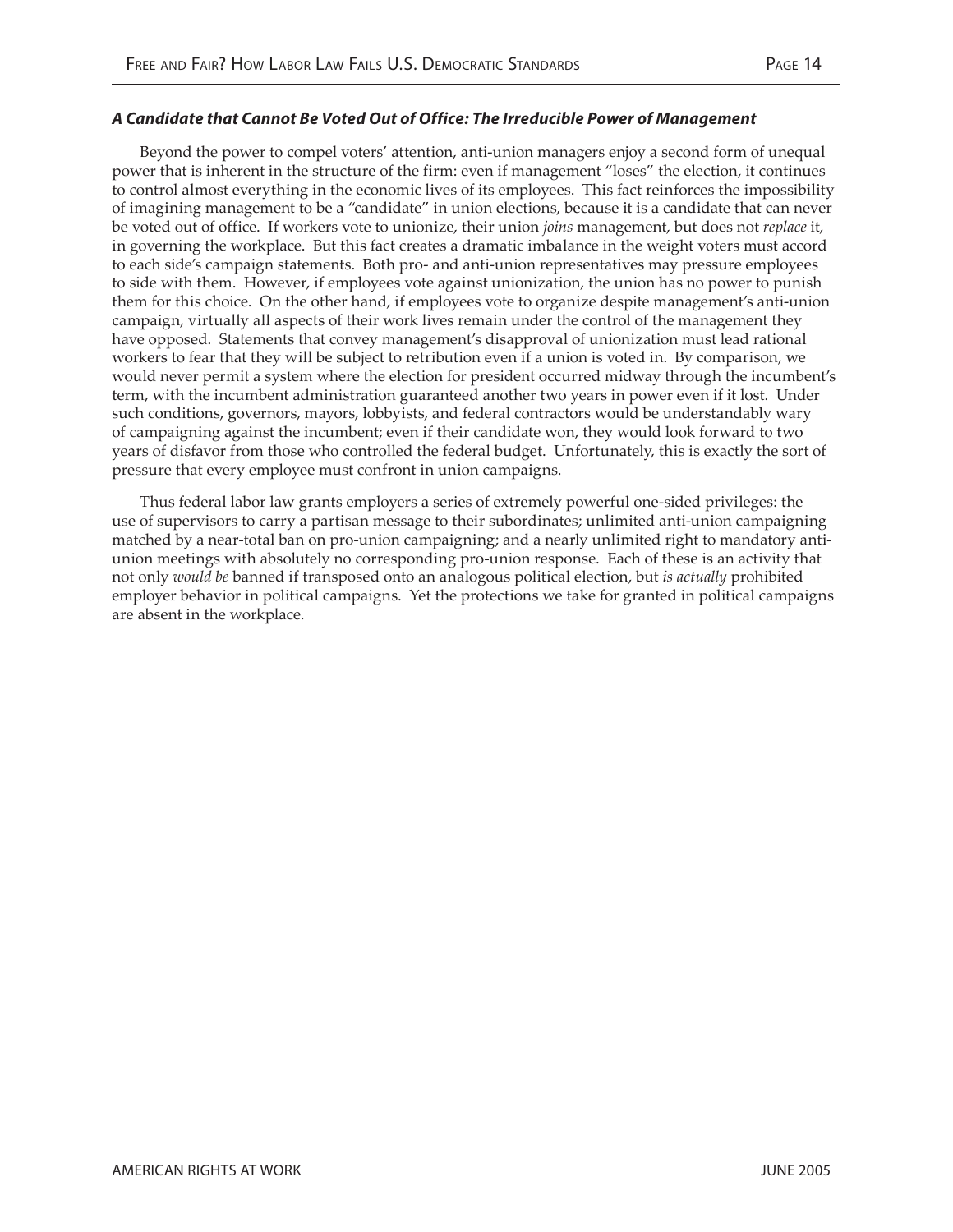### *A Candidate that Cannot Be Voted Out of Office: The Irreducible Power of Management*

Beyond the power to compel voters' attention, anti-union managers enjoy a second form of unequal power that is inherent in the structure of the firm: even if management "loses" the election, it continues to control almost everything in the economic lives of its employees. This fact reinforces the impossibility of imagining management to be a "candidate" in union elections, because it is a candidate that can never be voted out of office. If workers vote to unionize, their union *joins* management, but does not *replace* it, in governing the workplace. But this fact creates a dramatic imbalance in the weight voters must accord to each side's campaign statements. Both pro- and anti-union representatives may pressure employees to side with them. However, if employees vote against unionization, the union has no power to punish them for this choice. On the other hand, if employees vote to organize despite management's anti-union campaign, virtually all aspects of their work lives remain under the control of the management they have opposed. Statements that convey management's disapproval of unionization must lead rational workers to fear that they will be subject to retribution even if a union is voted in. By comparison, we would never permit a system where the election for president occurred midway through the incumbent's term, with the incumbent administration guaranteed another two years in power even if it lost. Under such conditions, governors, mayors, lobbyists, and federal contractors would be understandably wary of campaigning against the incumbent; even if their candidate won, they would look forward to two years of disfavor from those who controlled the federal budget. Unfortunately, this is exactly the sort of pressure that every employee must confront in union campaigns.

Thus federal labor law grants employers a series of extremely powerful one-sided privileges: the use of supervisors to carry a partisan message to their subordinates; unlimited anti-union campaigning matched by a near-total ban on pro-union campaigning; and a nearly unlimited right to mandatory anti-union meetings with absolutely no corresponding pro-union response. Each of these is an activity that not only *would be* banned if transposed onto an analogous political election, but *is actually* prohibited employer behavior in political campaigns. Yet the protections we take for granted in political campaigns are absent in the workplace.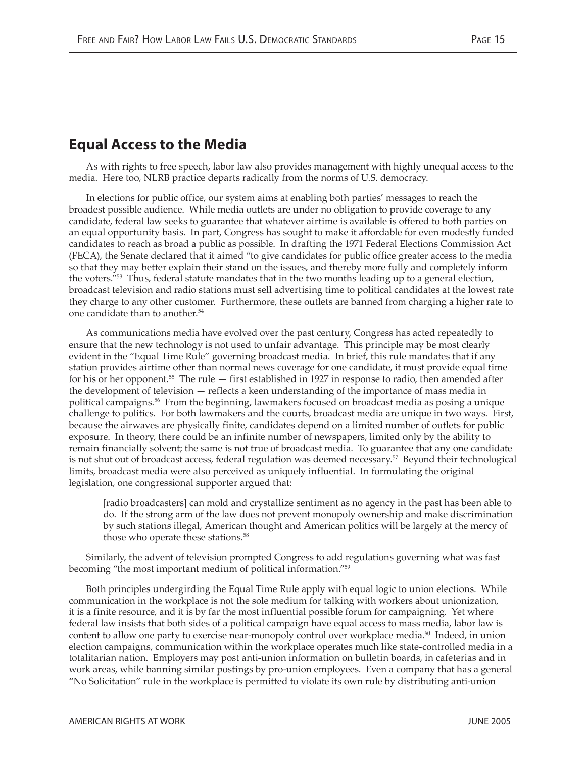## Equal Access to the Media

As with rights to free speech, labor law also provides management with highly unequal access to the media. Here too, NLRB practice departs radically from the norms of U.S. democracy.

In elections for public office, our system aims at enabling both parties' messages to reach the broadest possible audience. While media outlets are under no obligation to provide coverage to any candidate, federal law seeks to guarantee that whatever airtime is available is offered to both parties on an equal opportunity basis. In part, Congress has sought to make it affordable for even modestly funded candidates to reach as broad a public as possible. In drafting the 1971 Federal Elections Commission Act (FECA), the Senate declared that it aimed "to give candidates for public office greater access to the media so that they may better explain their stand on the issues, and thereby more fully and completely inform the voters."[53] Thus, federal statute mandates that in the two months leading up to a general election, broadcast television and radio stations must sell advertising time to political candidates at the lowest rate they charge to any other customer. Furthermore, these outlets are banned from charging a higher rate to one candidate than to another.[54]

As communications media have evolved over the past century, Congress has acted repeatedly to ensure that the new technology is not used to unfair advantage. This principle may be most clearly evident in the "Equal Time Rule" governing broadcast media. In brief, this rule mandates that if any station provides airtime other than normal news coverage for one candidate, it must provide equal time for his or her opponent.[55] The rule — first established in 1927 in response to radio, then amended after the development of television — reflects a keen understanding of the importance of mass media in political campaigns.[56] From the beginning, lawmakers focused on broadcast media as posing a unique challenge to politics. For both lawmakers and the courts, broadcast media are unique in two ways. First, because the airwaves are physically finite, candidates depend on a limited number of outlets for public exposure. In theory, there could be an infinite number of newspapers, limited only by the ability to remain financially solvent; the same is not true of broadcast media. To guarantee that any one candidate is not shut out of broadcast access, federal regulation was deemed necessary.[57] Beyond their technological limits, broadcast media were also perceived as uniquely influential. In formulating the original legislation, one congressional supporter argued that:

> [radio broadcasters] can mold and crystallize sentiment as no agency in the past has been able to do. If the strong arm of the law does not prevent monopoly ownership and make discrimination by such stations illegal, American thought and American politics will be largely at the mercy of those who operate these stations.[58]

Similarly, the advent of television prompted Congress to add regulations governing what was fast becoming "the most important medium of political information."[59]

Both principles undergirding the Equal Time Rule apply with equal logic to union elections. While communication in the workplace is not the sole medium for talking with workers about unionization, it is a finite resource, and it is by far the most influential possible forum for campaigning. Yet where federal law insists that both sides of a political campaign have equal access to mass media, labor law is content to allow one party to exercise near-monopoly control over workplace media.[60] Indeed, in union election campaigns, communication within the workplace operates much like state-controlled media in a totalitarian nation. Employers may post anti-union information on bulletin boards, in cafeterias and in work areas, while banning similar postings by pro-union employees. Even a company that has a general "No Solicitation" rule in the workplace is permitted to violate its own rule by distributing anti-union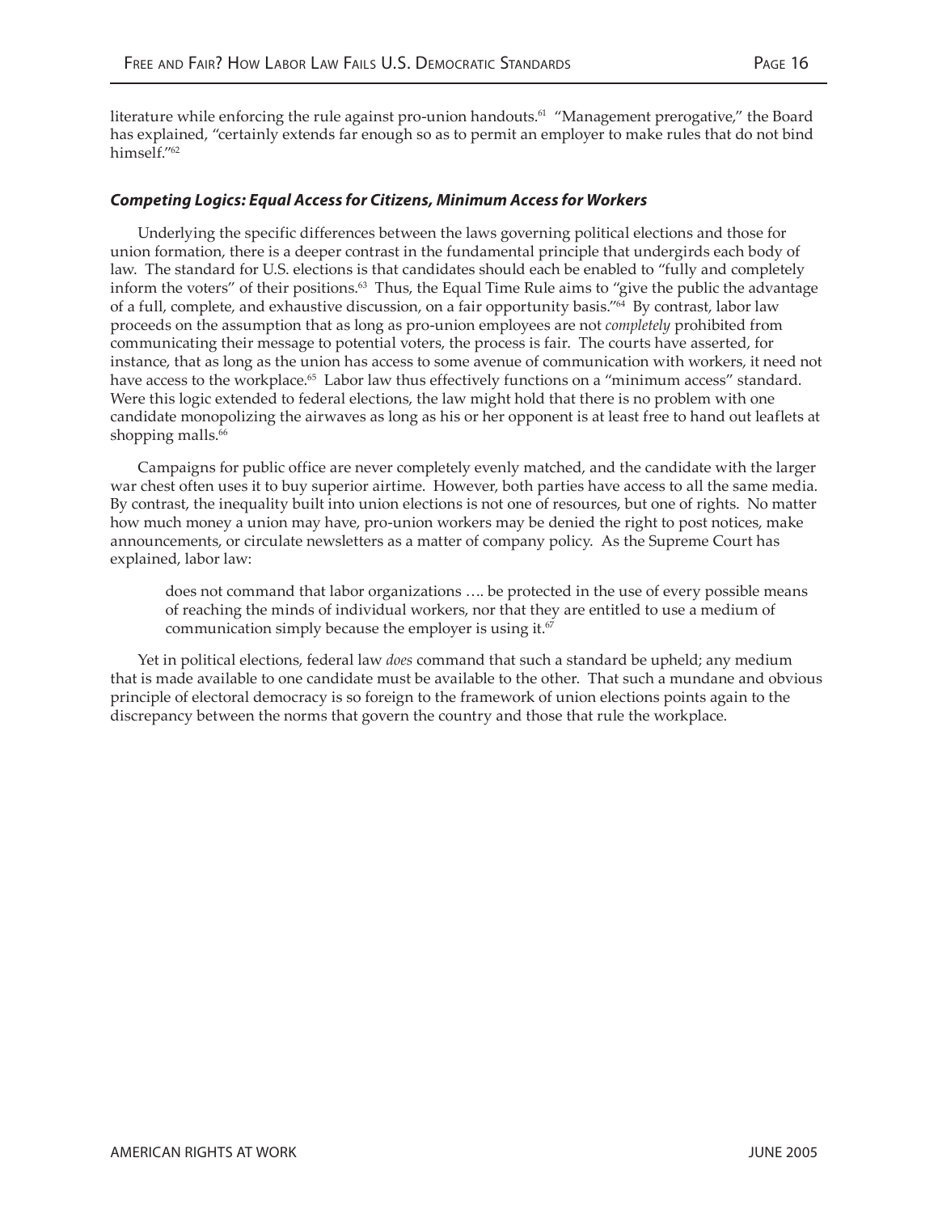literature while enforcing the rule against pro-union handouts.[61] "Management prerogative," the Board has explained, "certainly extends far enough so as to permit an employer to make rules that do not bind himself."[62]

### *Competing Logics: Equal Access for Citizens, Minimum Access for Workers*

Underlying the specific differences between the laws governing political elections and those for union formation, there is a deeper contrast in the fundamental principle that undergirds each body of law. The standard for U.S. elections is that candidates should each be enabled to "fully and completely inform the voters" of their positions.[63] Thus, the Equal Time Rule aims to "give the public the advantage of a full, complete, and exhaustive discussion, on a fair opportunity basis."[64] By contrast, labor law proceeds on the assumption that as long as pro-union employees are not *completely* prohibited from communicating their message to potential voters, the process is fair. The courts have asserted, for instance, that as long as the union has access to some avenue of communication with workers, it need not have access to the workplace.[65] Labor law thus effectively functions on a "minimum access" standard. Were this logic extended to federal elections, the law might hold that there is no problem with one candidate monopolizing the airwaves as long as his or her opponent is at least free to hand out leaflets at shopping malls.[66]

Campaigns for public office are never completely evenly matched, and the candidate with the larger war chest often uses it to buy superior airtime. However, both parties have access to all the same media. By contrast, the inequality built into union elections is not one of resources, but one of rights. No matter how much money a union may have, pro-union workers may be denied the right to post notices, make announcements, or circulate newsletters as a matter of company policy. As the Supreme Court has explained, labor law:

> does not command that labor organizations …. be protected in the use of every possible means of reaching the minds of individual workers, nor that they are entitled to use a medium of communication simply because the employer is using it.[67]

Yet in political elections, federal law *does* command that such a standard be upheld; any medium that is made available to one candidate must be available to the other. That such a mundane and obvious principle of electoral democracy is so foreign to the framework of union elections points again to the discrepancy between the norms that govern the country and those that rule the workplace.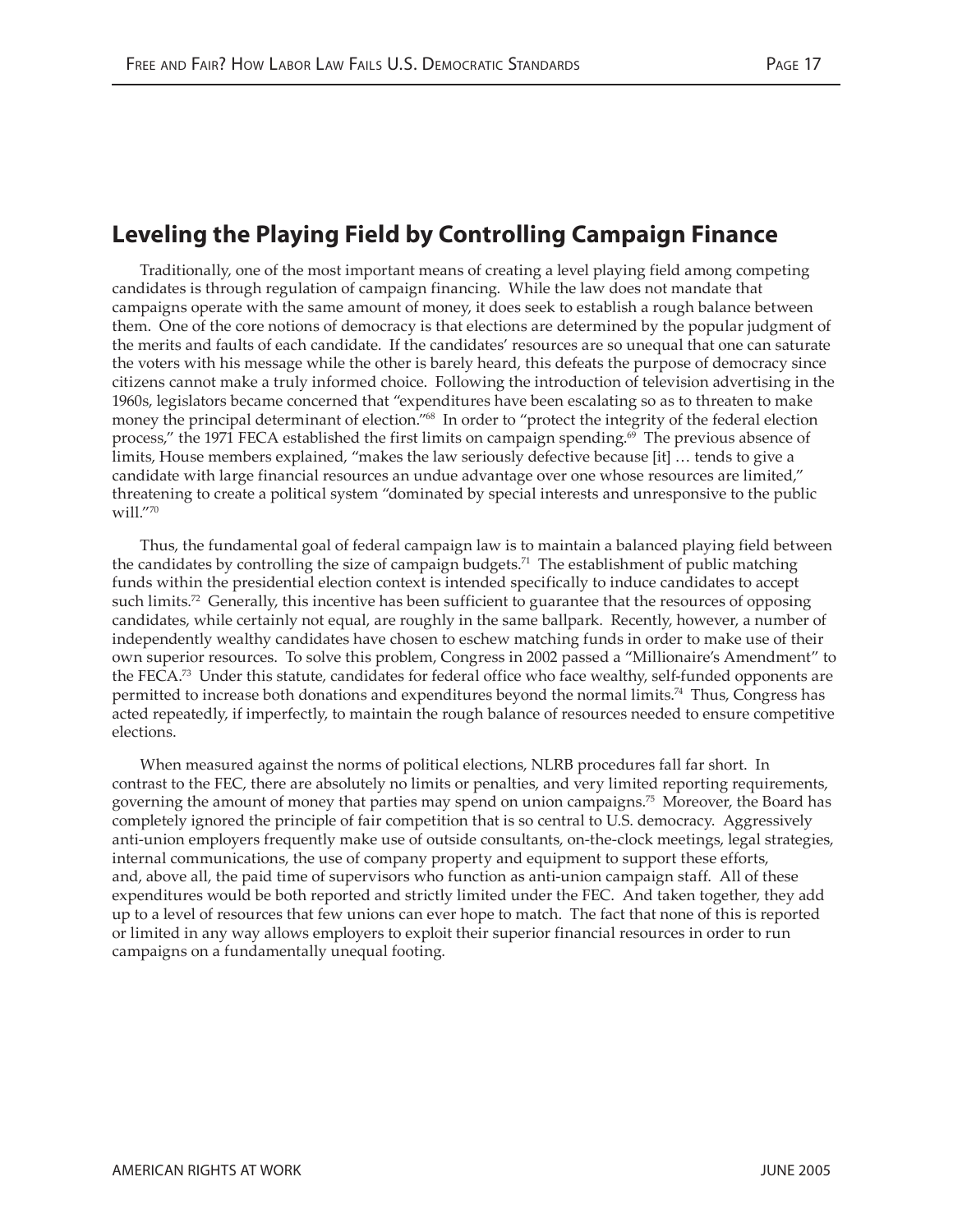## Leveling the Playing Field by Controlling Campaign Finance

Traditionally, one of the most important means of creating a level playing field among competing candidates is through regulation of campaign financing. While the law does not mandate that campaigns operate with the same amount of money, it does seek to establish a rough balance between them. One of the core notions of democracy is that elections are determined by the popular judgment of the merits and faults of each candidate. If the candidates' resources are so unequal that one can saturate the voters with his message while the other is barely heard, this defeats the purpose of democracy since citizens cannot make a truly informed choice. Following the introduction of television advertising in the 1960s, legislators became concerned that "expenditures have been escalating so as to threaten to make money the principal determinant of election."[68] In order to "protect the integrity of the federal election process," the 1971 FECA established the first limits on campaign spending.[69] The previous absence of limits, House members explained, "makes the law seriously defective because [it] … tends to give a candidate with large financial resources an undue advantage over one whose resources are limited," threatening to create a political system "dominated by special interests and unresponsive to the public will."[70]

Thus, the fundamental goal of federal campaign law is to maintain a balanced playing field between the candidates by controlling the size of campaign budgets.[71] The establishment of public matching funds within the presidential election context is intended specifically to induce candidates to accept such limits.[72] Generally, this incentive has been sufficient to guarantee that the resources of opposing candidates, while certainly not equal, are roughly in the same ballpark. Recently, however, a number of independently wealthy candidates have chosen to eschew matching funds in order to make use of their own superior resources. To solve this problem, Congress in 2002 passed a "Millionaire's Amendment" to the FECA.[73] Under this statute, candidates for federal office who face wealthy, self-funded opponents are permitted to increase both donations and expenditures beyond the normal limits.[74] Thus, Congress has acted repeatedly, if imperfectly, to maintain the rough balance of resources needed to ensure competitive elections.

When measured against the norms of political elections, NLRB procedures fall far short. In contrast to the FEC, there are absolutely no limits or penalties, and very limited reporting requirements, governing the amount of money that parties may spend on union campaigns.[75] Moreover, the Board has completely ignored the principle of fair competition that is so central to U.S. democracy. Aggressively anti-union employers frequently make use of outside consultants, on-the-clock meetings, legal strategies, internal communications, the use of company property and equipment to support these efforts, and, above all, the paid time of supervisors who function as anti-union campaign staff. All of these expenditures would be both reported and strictly limited under the FEC. And taken together, they add up to a level of resources that few unions can ever hope to match. The fact that none of this is reported or limited in any way allows employers to exploit their superior financial resources in order to run campaigns on a fundamentally unequal footing.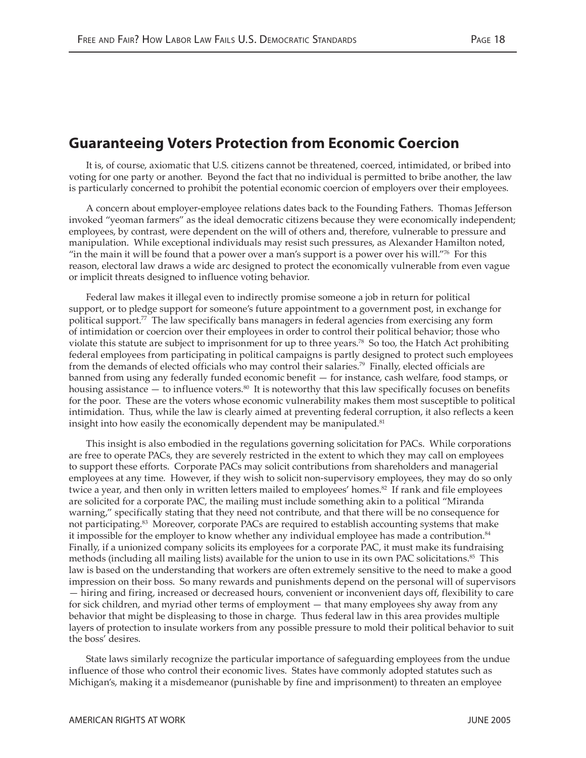## Guaranteeing Voters Protection from Economic Coercion

It is, of course, axiomatic that U.S. citizens cannot be threatened, coerced, intimidated, or bribed into voting for one party or another. Beyond the fact that no individual is permitted to bribe another, the law is particularly concerned to prohibit the potential economic coercion of employers over their employees.

A concern about employer-employee relations dates back to the Founding Fathers. Thomas Jefferson invoked "yeoman farmers" as the ideal democratic citizens because they were economically independent; employees, by contrast, were dependent on the will of others and, therefore, vulnerable to pressure and manipulation. While exceptional individuals may resist such pressures, as Alexander Hamilton noted, "in the main it will be found that a power over a man's support is a power over his will."[76] For this reason, electoral law draws a wide arc designed to protect the economically vulnerable from even vague or implicit threats designed to influence voting behavior.

Federal law makes it illegal even to indirectly promise someone a job in return for political support, or to pledge support for someone's future appointment to a government post, in exchange for political support.[77] The law specifically bans managers in federal agencies from exercising any form of intimidation or coercion over their employees in order to control their political behavior; those who violate this statute are subject to imprisonment for up to three years.[78] So too, the Hatch Act prohibiting federal employees from participating in political campaigns is partly designed to protect such employees from the demands of elected officials who may control their salaries.[79] Finally, elected officials are banned from using any federally funded economic benefit — for instance, cash welfare, food stamps, or housing assistance — to influence voters.[80] It is noteworthy that this law specifically focuses on benefits for the poor. These are the voters whose economic vulnerability makes them most susceptible to political intimidation. Thus, while the law is clearly aimed at preventing federal corruption, it also reflects a keen insight into how easily the economically dependent may be manipulated.[81]

This insight is also embodied in the regulations governing solicitation for PACs. While corporations are free to operate PACs, they are severely restricted in the extent to which they may call on employees to support these efforts. Corporate PACs may solicit contributions from shareholders and managerial employees at any time. However, if they wish to solicit non-supervisory employees, they may do so only twice a year, and then only in written letters mailed to employees' homes.[82] If rank and file employees are solicited for a corporate PAC, the mailing must include something akin to a political "Miranda warning," specifically stating that they need not contribute, and that there will be no consequence for not participating.[83] Moreover, corporate PACs are required to establish accounting systems that make it impossible for the employer to know whether any individual employee has made a contribution.[84] Finally, if a unionized company solicits its employees for a corporate PAC, it must make its fundraising methods (including all mailing lists) available for the union to use in its own PAC solicitations.[85] This law is based on the understanding that workers are often extremely sensitive to the need to make a good impression on their boss. So many rewards and punishments depend on the personal will of supervisors — hiring and firing, increased or decreased hours, convenient or inconvenient days off, flexibility to care for sick children, and myriad other terms of employment — that many employees shy away from any behavior that might be displeasing to those in charge. Thus federal law in this area provides multiple layers of protection to insulate workers from any possible pressure to mold their political behavior to suit the boss' desires.

State laws similarly recognize the particular importance of safeguarding employees from the undue influence of those who control their economic lives. States have commonly adopted statutes such as Michigan's, making it a misdemeanor (punishable by fine and imprisonment) to threaten an employee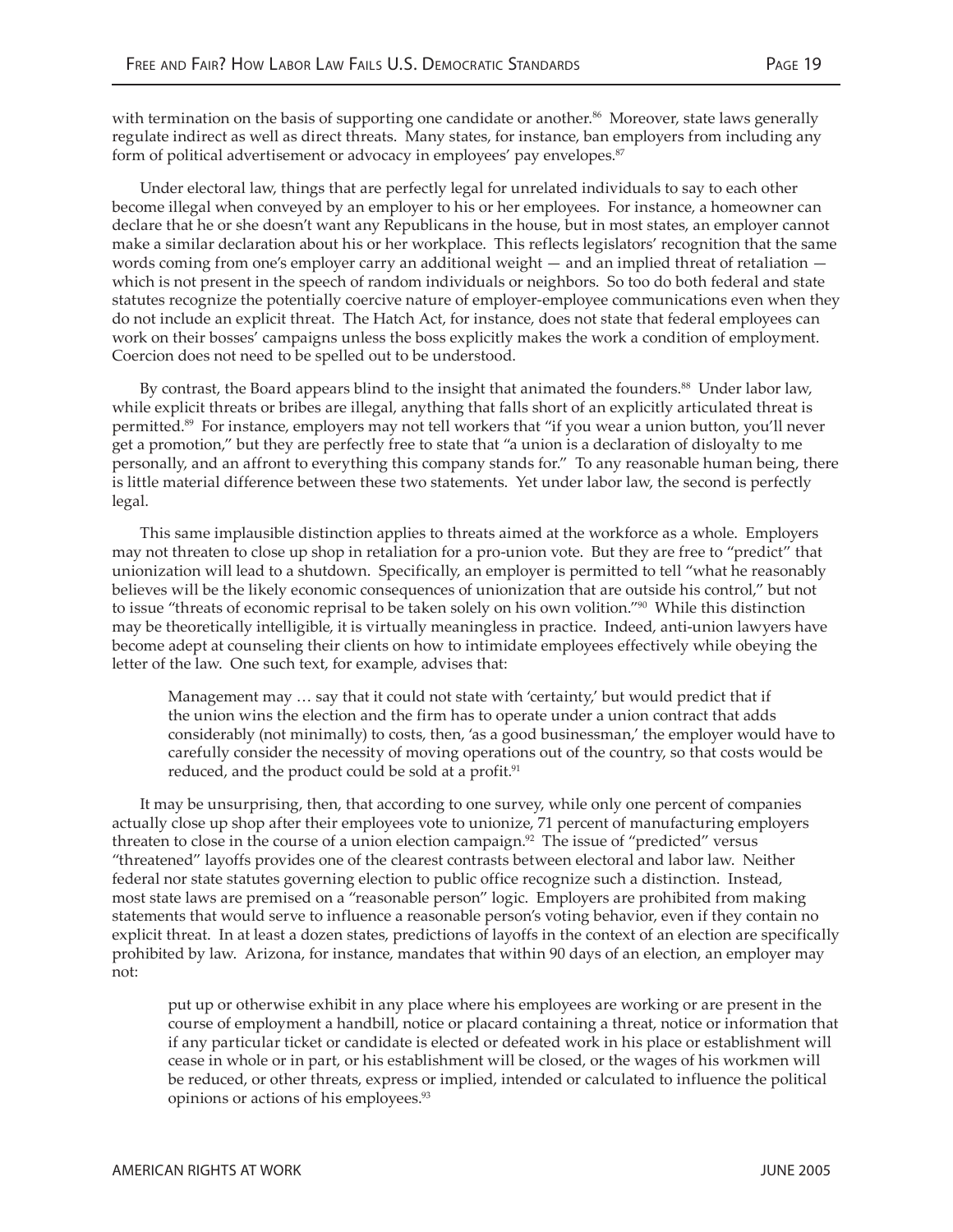with termination on the basis of supporting one candidate or another.[86] Moreover, state laws generally regulate indirect as well as direct threats. Many states, for instance, ban employers from including any form of political advertisement or advocacy in employees' pay envelopes.[87]

Under electoral law, things that are perfectly legal for unrelated individuals to say to each other become illegal when conveyed by an employer to his or her employees. For instance, a homeowner can declare that he or she doesn't want any Republicans in the house, but in most states, an employer cannot make a similar declaration about his or her workplace. This reflects legislators' recognition that the same words coming from one's employer carry an additional weight — and an implied threat of retaliation — which is not present in the speech of random individuals or neighbors. So too do both federal and state statutes recognize the potentially coercive nature of employer-employee communications even when they do not include an explicit threat. The Hatch Act, for instance, does not state that federal employees can work on their bosses' campaigns unless the boss explicitly makes the work a condition of employment. Coercion does not need to be spelled out to be understood.

By contrast, the Board appears blind to the insight that animated the founders.[88] Under labor law, while explicit threats or bribes are illegal, anything that falls short of an explicitly articulated threat is permitted.[89] For instance, employers may not tell workers that "if you wear a union button, you'll never get a promotion," but they are perfectly free to state that "a union is a declaration of disloyalty to me personally, and an affront to everything this company stands for." To any reasonable human being, there is little material difference between these two statements. Yet under labor law, the second is perfectly legal.

This same implausible distinction applies to threats aimed at the workforce as a whole. Employers may not threaten to close up shop in retaliation for a pro-union vote. But they are free to "predict" that unionization will lead to a shutdown. Specifically, an employer is permitted to tell "what he reasonably believes will be the likely economic consequences of unionization that are outside his control," but not to issue "threats of economic reprisal to be taken solely on his own volition."[90] While this distinction may be theoretically intelligible, it is virtually meaningless in practice. Indeed, anti-union lawyers have become adept at counseling their clients on how to intimidate employees effectively while obeying the letter of the law. One such text, for example, advises that:

> Management may … say that it could not state with 'certainty,' but would predict that if the union wins the election and the firm has to operate under a union contract that adds considerably (not minimally) to costs, then, 'as a good businessman,' the employer would have to carefully consider the necessity of moving operations out of the country, so that costs would be reduced, and the product could be sold at a profit.[91]

It may be unsurprising, then, that according to one survey, while only one percent of companies actually close up shop after their employees vote to unionize, 71 percent of manufacturing employers threaten to close in the course of a union election campaign.[92] The issue of "predicted" versus "threatened" layoffs provides one of the clearest contrasts between electoral and labor law. Neither federal nor state statutes governing election to public office recognize such a distinction. Instead, most state laws are premised on a "reasonable person" logic. Employers are prohibited from making statements that would serve to influence a reasonable person's voting behavior, even if they contain no explicit threat. In at least a dozen states, predictions of layoffs in the context of an election are specifically prohibited by law. Arizona, for instance, mandates that within 90 days of an election, an employer may not:

> put up or otherwise exhibit in any place where his employees are working or are present in the course of employment a handbill, notice or placard containing a threat, notice or information that if any particular ticket or candidate is elected or defeated work in his place or establishment will cease in whole or in part, or his establishment will be closed, or the wages of his workmen will be reduced, or other threats, express or implied, intended or calculated to influence the political opinions or actions of his employees.[93]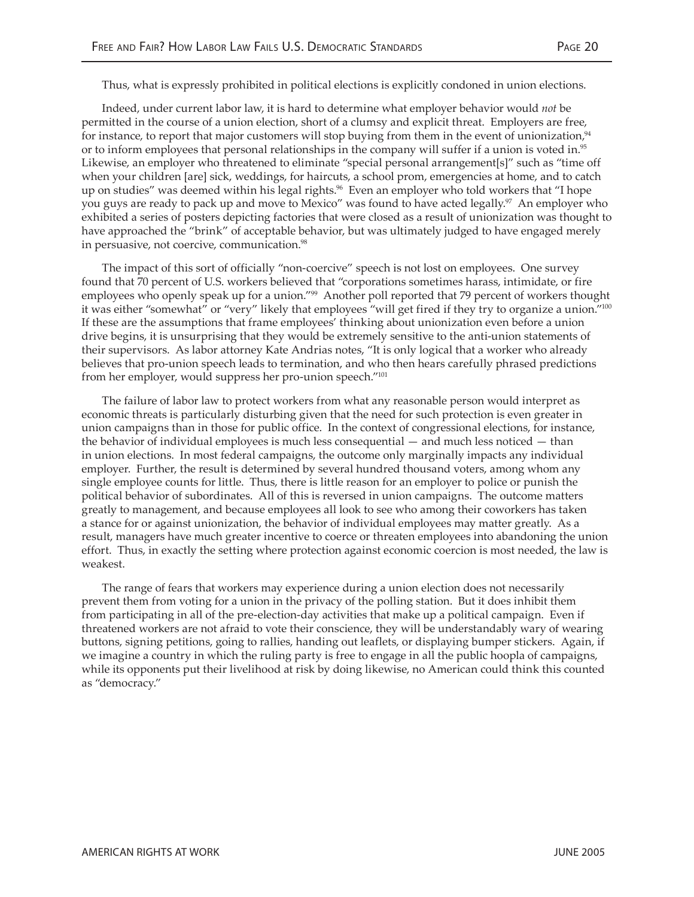Thus, what is expressly prohibited in political elections is explicitly condoned in union elections.

Indeed, under current labor law, it is hard to determine what employer behavior would *not* be permitted in the course of a union election, short of a clumsy and explicit threat. Employers are free, for instance, to report that major customers will stop buying from them in the event of unionization,[94] or to inform employees that personal relationships in the company will suffer if a union is voted in.[95] Likewise, an employer who threatened to eliminate "special personal arrangement[s]" such as "time off when your children [are] sick, weddings, for haircuts, a school prom, emergencies at home, and to catch up on studies" was deemed within his legal rights.[96] Even an employer who told workers that "I hope you guys are ready to pack up and move to Mexico" was found to have acted legally.[97] An employer who exhibited a series of posters depicting factories that were closed as a result of unionization was thought to have approached the "brink" of acceptable behavior, but was ultimately judged to have engaged merely in persuasive, not coercive, communication.[98]

The impact of this sort of officially "non-coercive" speech is not lost on employees. One survey found that 70 percent of U.S. workers believed that "corporations sometimes harass, intimidate, or fire employees who openly speak up for a union."[99] Another poll reported that 79 percent of workers thought it was either "somewhat" or "very" likely that employees "will get fired if they try to organize a union."[100] If these are the assumptions that frame employees' thinking about unionization even before a union drive begins, it is unsurprising that they would be extremely sensitive to the anti-union statements of their supervisors. As labor attorney Kate Andrias notes, "It is only logical that a worker who already believes that pro-union speech leads to termination, and who then hears carefully phrased predictions from her employer, would suppress her pro-union speech."[101]

The failure of labor law to protect workers from what any reasonable person would interpret as economic threats is particularly disturbing given that the need for such protection is even greater in union campaigns than in those for public office. In the context of congressional elections, for instance, the behavior of individual employees is much less consequential — and much less noticed — than in union elections. In most federal campaigns, the outcome only marginally impacts any individual employer. Further, the result is determined by several hundred thousand voters, among whom any single employee counts for little. Thus, there is little reason for an employer to police or punish the political behavior of subordinates. All of this is reversed in union campaigns. The outcome matters greatly to management, and because employees all look to see who among their coworkers has taken a stance for or against unionization, the behavior of individual employees may matter greatly. As a result, managers have much greater incentive to coerce or threaten employees into abandoning the union effort. Thus, in exactly the setting where protection against economic coercion is most needed, the law is weakest.

The range of fears that workers may experience during a union election does not necessarily prevent them from voting for a union in the privacy of the polling station. But it does inhibit them from participating in all of the pre-election-day activities that make up a political campaign. Even if threatened workers are not afraid to vote their conscience, they will be understandably wary of wearing buttons, signing petitions, going to rallies, handing out leaflets, or displaying bumper stickers. Again, if we imagine a country in which the ruling party is free to engage in all the public hoopla of campaigns, while its opponents put their livelihood at risk by doing likewise, no American could think this counted as "democracy."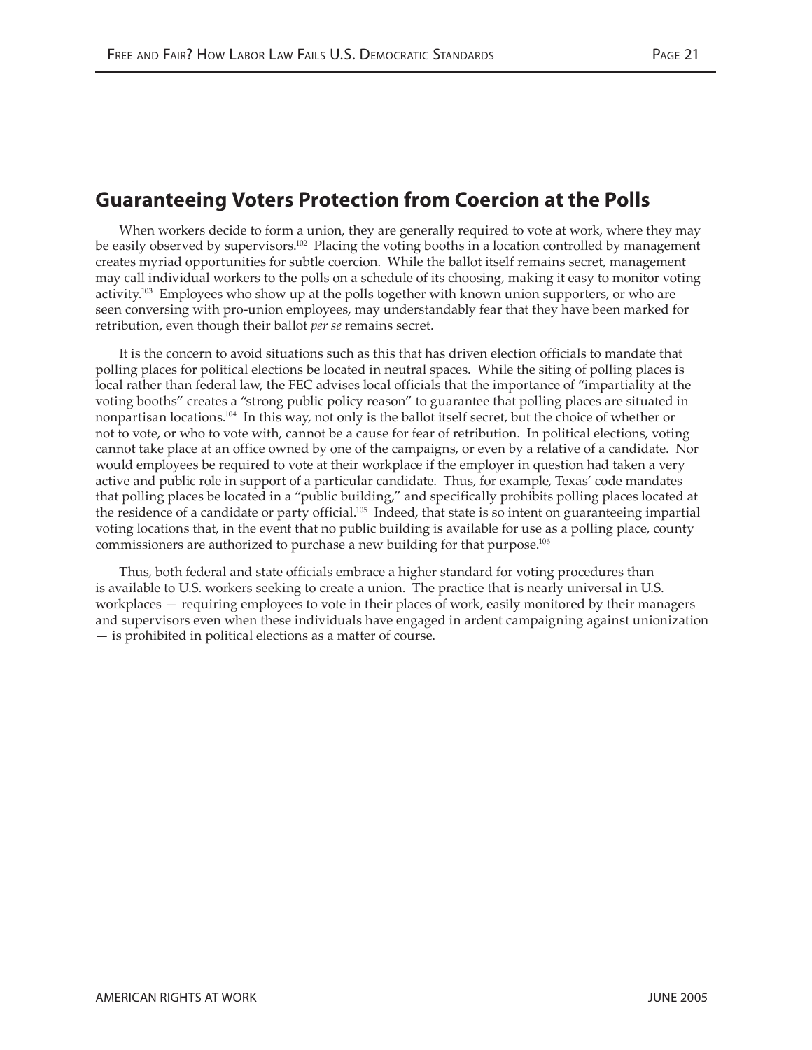## Guaranteeing Voters Protection from Coercion at the Polls

When workers decide to form a union, they are generally required to vote at work, where they may be easily observed by supervisors.[102] Placing the voting booths in a location controlled by management creates myriad opportunities for subtle coercion. While the ballot itself remains secret, management may call individual workers to the polls on a schedule of its choosing, making it easy to monitor voting activity.[103] Employees who show up at the polls together with known union supporters, or who are seen conversing with pro-union employees, may understandably fear that they have been marked for retribution, even though their ballot *per se* remains secret.

It is the concern to avoid situations such as this that has driven election officials to mandate that polling places for political elections be located in neutral spaces. While the siting of polling places is local rather than federal law, the FEC advises local officials that the importance of "impartiality at the voting booths" creates a "strong public policy reason" to guarantee that polling places are situated in nonpartisan locations.[104] In this way, not only is the ballot itself secret, but the choice of whether or not to vote, or who to vote with, cannot be a cause for fear of retribution. In political elections, voting cannot take place at an office owned by one of the campaigns, or even by a relative of a candidate. Nor would employees be required to vote at their workplace if the employer in question had taken a very active and public role in support of a particular candidate. Thus, for example, Texas' code mandates that polling places be located in a "public building," and specifically prohibits polling places located at the residence of a candidate or party official.[105] Indeed, that state is so intent on guaranteeing impartial voting locations that, in the event that no public building is available for use as a polling place, county commissioners are authorized to purchase a new building for that purpose.[106]

Thus, both federal and state officials embrace a higher standard for voting procedures than is available to U.S. workers seeking to create a union. The practice that is nearly universal in U.S. workplaces — requiring employees to vote in their places of work, easily monitored by their managers and supervisors even when these individuals have engaged in ardent campaigning against unionization — is prohibited in political elections as a matter of course.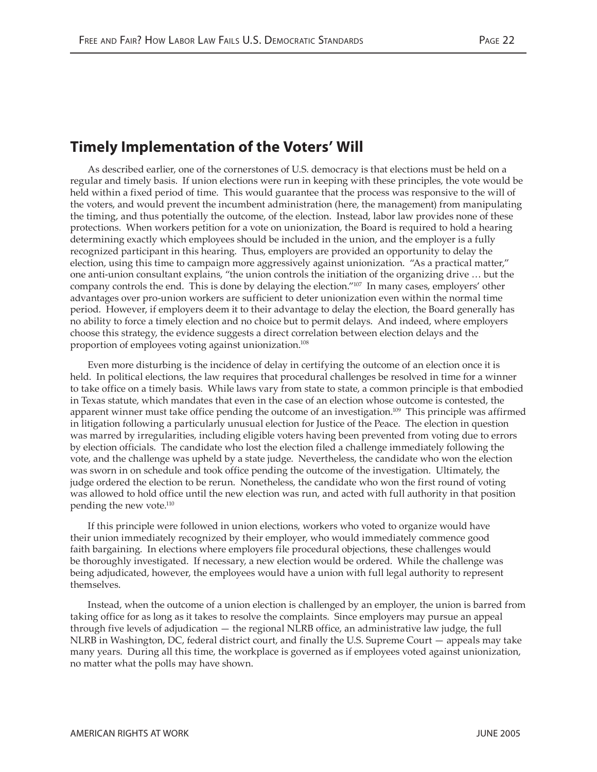## Timely Implementation of the Voters' Will

As described earlier, one of the cornerstones of U.S. democracy is that elections must be held on a regular and timely basis. If union elections were run in keeping with these principles, the vote would be held within a fixed period of time. This would guarantee that the process was responsive to the will of the voters, and would prevent the incumbent administration (here, the management) from manipulating the timing, and thus potentially the outcome, of the election. Instead, labor law provides none of these protections. When workers petition for a vote on unionization, the Board is required to hold a hearing determining exactly which employees should be included in the union, and the employer is a fully recognized participant in this hearing. Thus, employers are provided an opportunity to delay the election, using this time to campaign more aggressively against unionization. "As a practical matter," one anti-union consultant explains, "the union controls the initiation of the organizing drive … but the company controls the end. This is done by delaying the election."[107] In many cases, employers' other advantages over pro-union workers are sufficient to deter unionization even within the normal time period. However, if employers deem it to their advantage to delay the election, the Board generally has no ability to force a timely election and no choice but to permit delays. And indeed, where employers choose this strategy, the evidence suggests a direct correlation between election delays and the proportion of employees voting against unionization.[108]

Even more disturbing is the incidence of delay in certifying the outcome of an election once it is held. In political elections, the law requires that procedural challenges be resolved in time for a winner to take office on a timely basis. While laws vary from state to state, a common principle is that embodied in Texas statute, which mandates that even in the case of an election whose outcome is contested, the apparent winner must take office pending the outcome of an investigation.[109] This principle was affirmed in litigation following a particularly unusual election for Justice of the Peace. The election in question was marred by irregularities, including eligible voters having been prevented from voting due to errors by election officials. The candidate who lost the election filed a challenge immediately following the vote, and the challenge was upheld by a state judge. Nevertheless, the candidate who won the election was sworn in on schedule and took office pending the outcome of the investigation. Ultimately, the judge ordered the election to be rerun. Nonetheless, the candidate who won the first round of voting was allowed to hold office until the new election was run, and acted with full authority in that position pending the new vote.[110]

If this principle were followed in union elections, workers who voted to organize would have their union immediately recognized by their employer, who would immediately commence good faith bargaining. In elections where employers file procedural objections, these challenges would be thoroughly investigated. If necessary, a new election would be ordered. While the challenge was being adjudicated, however, the employees would have a union with full legal authority to represent themselves.

Instead, when the outcome of a union election is challenged by an employer, the union is barred from taking office for as long as it takes to resolve the complaints. Since employers may pursue an appeal through five levels of adjudication — the regional NLRB office, an administrative law judge, the full NLRB in Washington, DC, federal district court, and finally the U.S. Supreme Court — appeals may take many years. During all this time, the workplace is governed as if employees voted against unionization, no matter what the polls may have shown.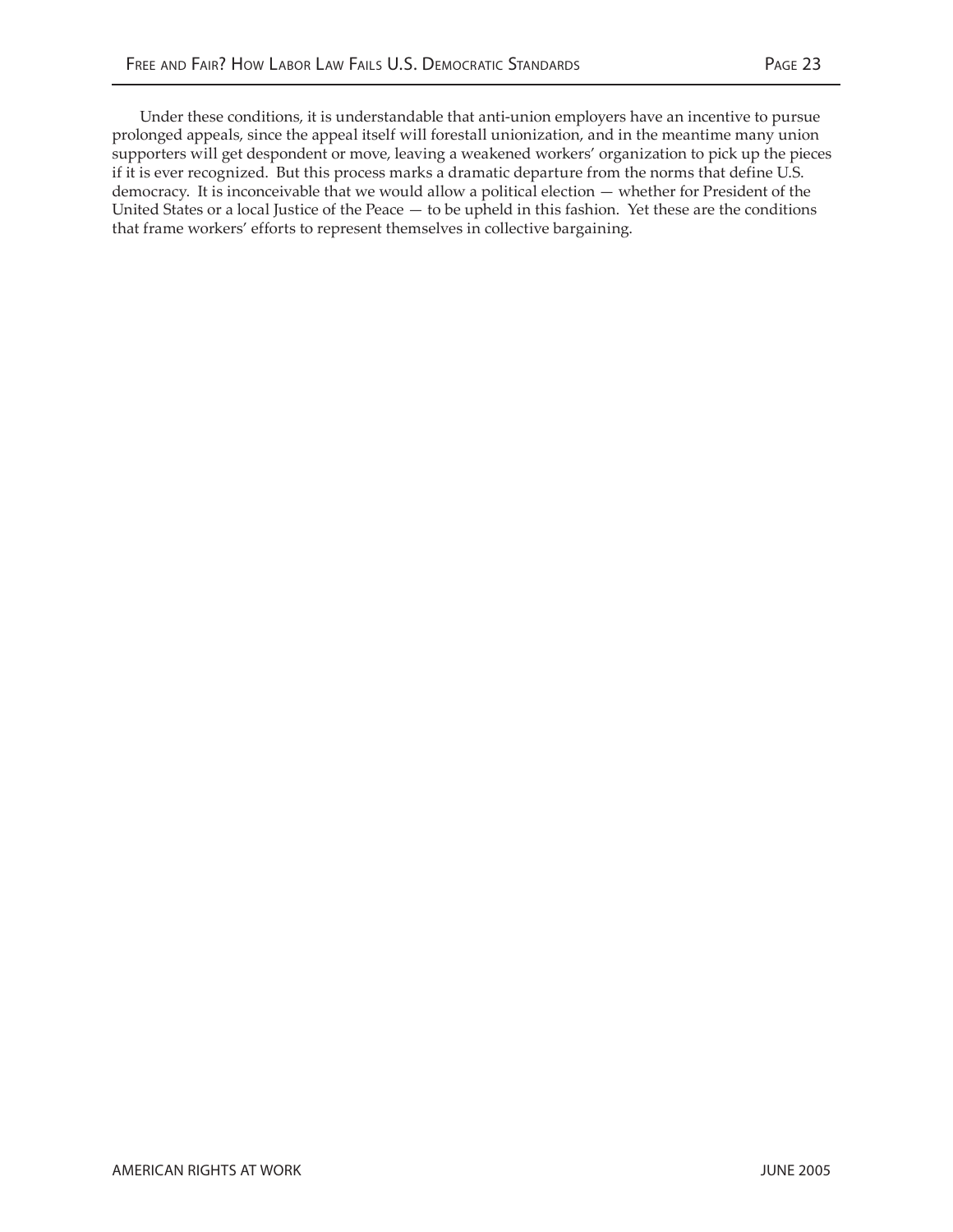Under these conditions, it is understandable that anti-union employers have an incentive to pursue prolonged appeals, since the appeal itself will forestall unionization, and in the meantime many union supporters will get despondent or move, leaving a weakened workers' organization to pick up the pieces if it is ever recognized. But this process marks a dramatic departure from the norms that define U.S. democracy. It is inconceivable that we would allow a political election — whether for President of the United States or a local Justice of the Peace — to be upheld in this fashion. Yet these are the conditions that frame workers' efforts to represent themselves in collective bargaining.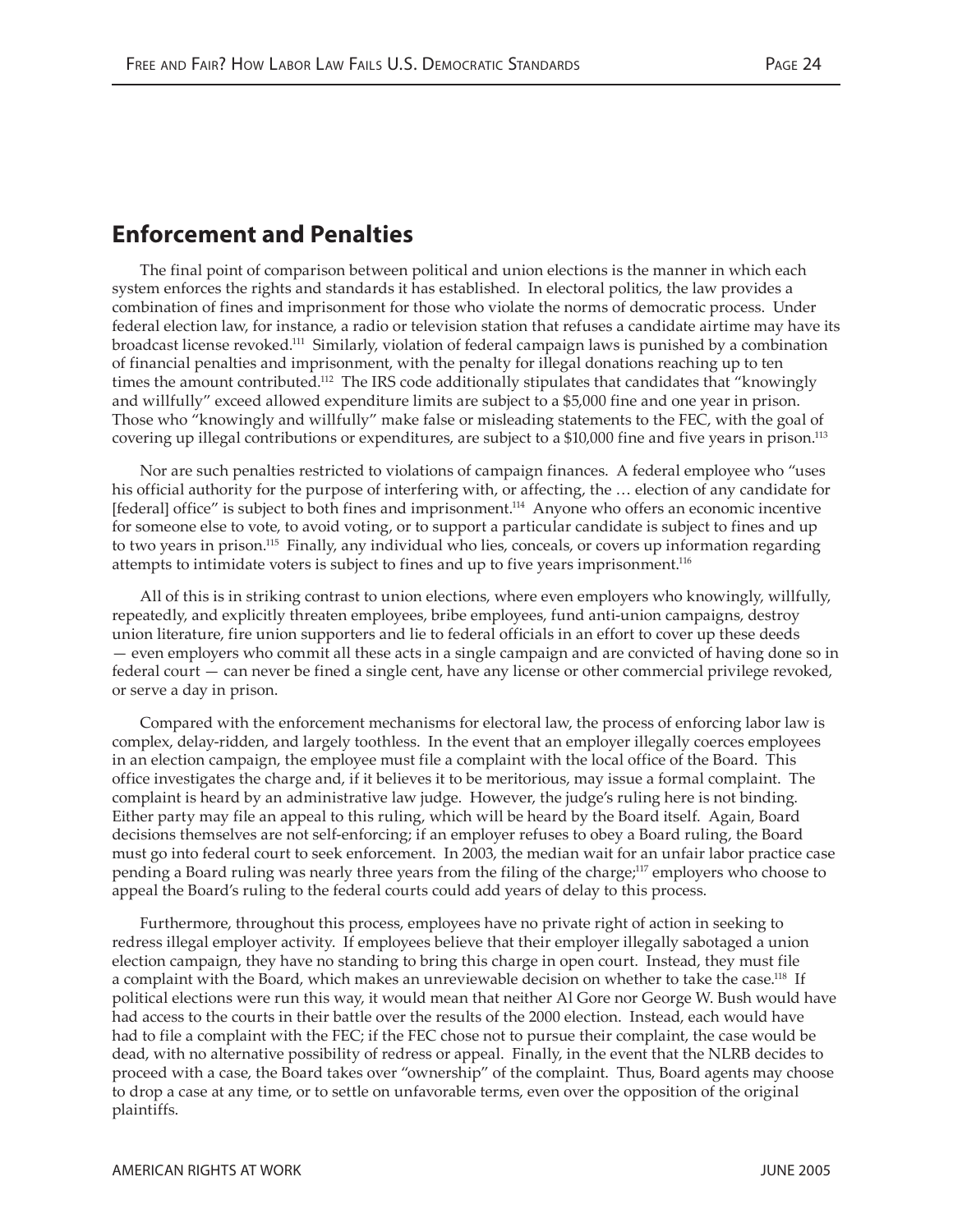## Enforcement and Penalties

The final point of comparison between political and union elections is the manner in which each system enforces the rights and standards it has established. In electoral politics, the law provides a combination of fines and imprisonment for those who violate the norms of democratic process. Under federal election law, for instance, a radio or television station that refuses a candidate airtime may have its broadcast license revoked.[111] Similarly, violation of federal campaign laws is punished by a combination of financial penalties and imprisonment, with the penalty for illegal donations reaching up to ten times the amount contributed.[112] The IRS code additionally stipulates that candidates that "knowingly and willfully" exceed allowed expenditure limits are subject to a $5,000 fine and one year in prison. Those who "knowingly and willfully" make false or misleading statements to the FEC, with the goal of covering up illegal contributions or expenditures, are subject to a $10,000 fine and five years in prison.[113]

Nor are such penalties restricted to violations of campaign finances. A federal employee who "uses his official authority for the purpose of interfering with, or affecting, the … election of any candidate for [federal] office" is subject to both fines and imprisonment.[114] Anyone who offers an economic incentive for someone else to vote, to avoid voting, or to support a particular candidate is subject to fines and up to two years in prison.[115] Finally, any individual who lies, conceals, or covers up information regarding attempts to intimidate voters is subject to fines and up to five years imprisonment.[116]

All of this is in striking contrast to union elections, where even employers who knowingly, willfully, repeatedly, and explicitly threaten employees, bribe employees, fund anti-union campaigns, destroy union literature, fire union supporters and lie to federal officials in an effort to cover up these deeds — even employers who commit all these acts in a single campaign and are convicted of having done so in federal court — can never be fined a single cent, have any license or other commercial privilege revoked, or serve a day in prison.

Compared with the enforcement mechanisms for electoral law, the process of enforcing labor law is complex, delay-ridden, and largely toothless. In the event that an employer illegally coerces employees in an election campaign, the employee must file a complaint with the local office of the Board. This office investigates the charge and, if it believes it to be meritorious, may issue a formal complaint. The complaint is heard by an administrative law judge. However, the judge's ruling here is not binding. Either party may file an appeal to this ruling, which will be heard by the Board itself. Again, Board decisions themselves are not self-enforcing; if an employer refuses to obey a Board ruling, the Board must go into federal court to seek enforcement. In 2003, the median wait for an unfair labor practice case pending a Board ruling was nearly three years from the filing of the charge;[117] employers who choose to appeal the Board's ruling to the federal courts could add years of delay to this process.

Furthermore, throughout this process, employees have no private right of action in seeking to redress illegal employer activity. If employees believe that their employer illegally sabotaged a union election campaign, they have no standing to bring this charge in open court. Instead, they must file a complaint with the Board, which makes an unreviewable decision on whether to take the case.[118] If political elections were run this way, it would mean that neither Al Gore nor George W. Bush would have had access to the courts in their battle over the results of the 2000 election. Instead, each would have had to file a complaint with the FEC; if the FEC chose not to pursue their complaint, the case would be dead, with no alternative possibility of redress or appeal. Finally, in the event that the NLRB decides to proceed with a case, the Board takes over "ownership" of the complaint. Thus, Board agents may choose to drop a case at any time, or to settle on unfavorable terms, even over the opposition of the original plaintiffs.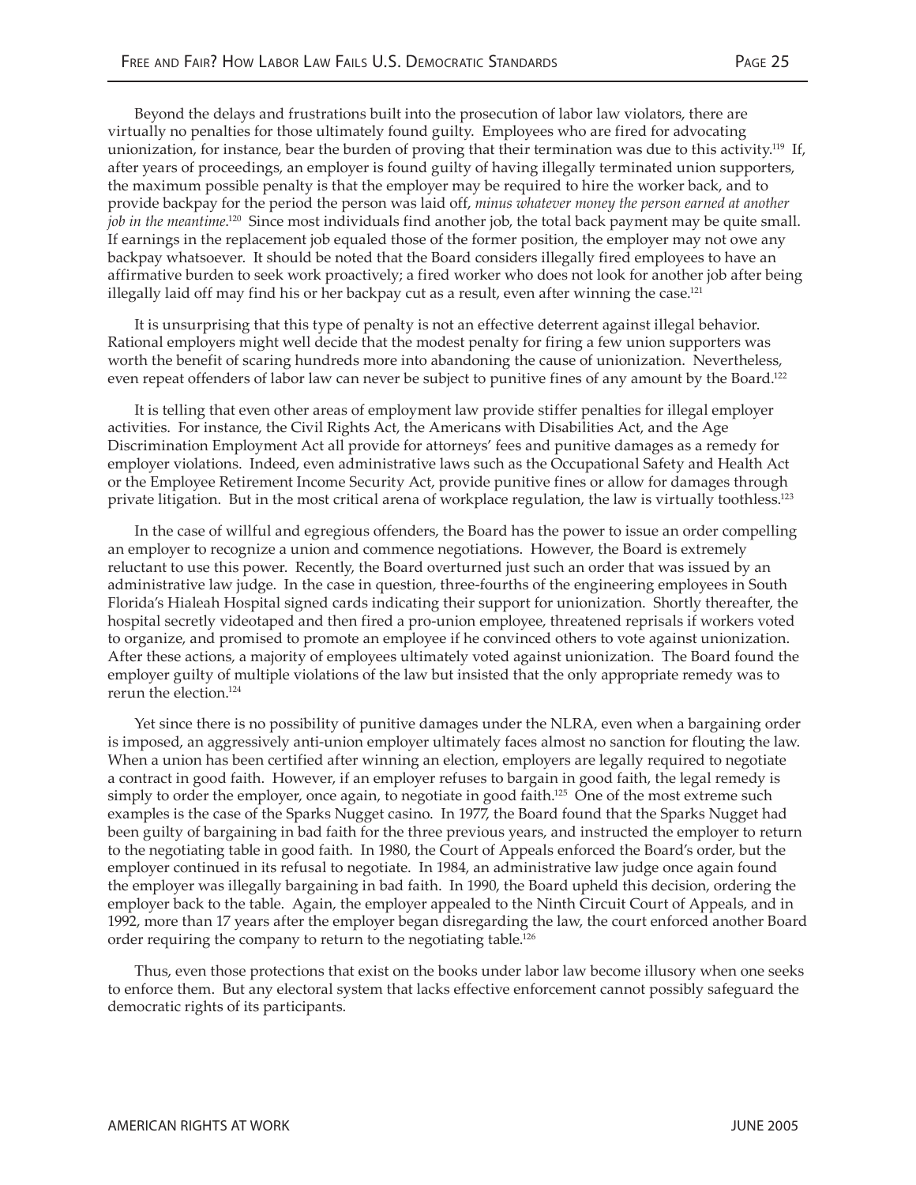Beyond the delays and frustrations built into the prosecution of labor law violators, there are virtually no penalties for those ultimately found guilty. Employees who are fired for advocating unionization, for instance, bear the burden of proving that their termination was due to this activity.[119] If, after years of proceedings, an employer is found guilty of having illegally terminated union supporters, the maximum possible penalty is that the employer may be required to hire the worker back, and to provide backpay for the period the person was laid off, *minus whatever money the person earned at another job in the meantime*.[120] Since most individuals find another job, the total back payment may be quite small. If earnings in the replacement job equaled those of the former position, the employer may not owe any backpay whatsoever. It should be noted that the Board considers illegally fired employees to have an affirmative burden to seek work proactively; a fired worker who does not look for another job after being illegally laid off may find his or her backpay cut as a result, even after winning the case.[121]

It is unsurprising that this type of penalty is not an effective deterrent against illegal behavior. Rational employers might well decide that the modest penalty for firing a few union supporters was worth the benefit of scaring hundreds more into abandoning the cause of unionization. Nevertheless, even repeat offenders of labor law can never be subject to punitive fines of any amount by the Board.[122]

It is telling that even other areas of employment law provide stiffer penalties for illegal employer activities. For instance, the Civil Rights Act, the Americans with Disabilities Act, and the Age Discrimination Employment Act all provide for attorneys' fees and punitive damages as a remedy for employer violations. Indeed, even administrative laws such as the Occupational Safety and Health Act or the Employee Retirement Income Security Act, provide punitive fines or allow for damages through private litigation. But in the most critical arena of workplace regulation, the law is virtually toothless.[123]

In the case of willful and egregious offenders, the Board has the power to issue an order compelling an employer to recognize a union and commence negotiations. However, the Board is extremely reluctant to use this power. Recently, the Board overturned just such an order that was issued by an administrative law judge. In the case in question, three-fourths of the engineering employees in South Florida's Hialeah Hospital signed cards indicating their support for unionization. Shortly thereafter, the hospital secretly videotaped and then fired a pro-union employee, threatened reprisals if workers voted to organize, and promised to promote an employee if he convinced others to vote against unionization. After these actions, a majority of employees ultimately voted against unionization. The Board found the employer guilty of multiple violations of the law but insisted that the only appropriate remedy was to rerun the election.[124]

Yet since there is no possibility of punitive damages under the NLRA, even when a bargaining order is imposed, an aggressively anti-union employer ultimately faces almost no sanction for flouting the law. When a union has been certified after winning an election, employers are legally required to negotiate a contract in good faith. However, if an employer refuses to bargain in good faith, the legal remedy is simply to order the employer, once again, to negotiate in good faith.[125] One of the most extreme such examples is the case of the Sparks Nugget casino. In 1977, the Board found that the Sparks Nugget had been guilty of bargaining in bad faith for the three previous years, and instructed the employer to return to the negotiating table in good faith. In 1980, the Court of Appeals enforced the Board's order, but the employer continued in its refusal to negotiate. In 1984, an administrative law judge once again found the employer was illegally bargaining in bad faith. In 1990, the Board upheld this decision, ordering the employer back to the table. Again, the employer appealed to the Ninth Circuit Court of Appeals, and in 1992, more than 17 years after the employer began disregarding the law, the court enforced another Board order requiring the company to return to the negotiating table.[126]

Thus, even those protections that exist on the books under labor law become illusory when one seeks to enforce them. But any electoral system that lacks effective enforcement cannot possibly safeguard the democratic rights of its participants.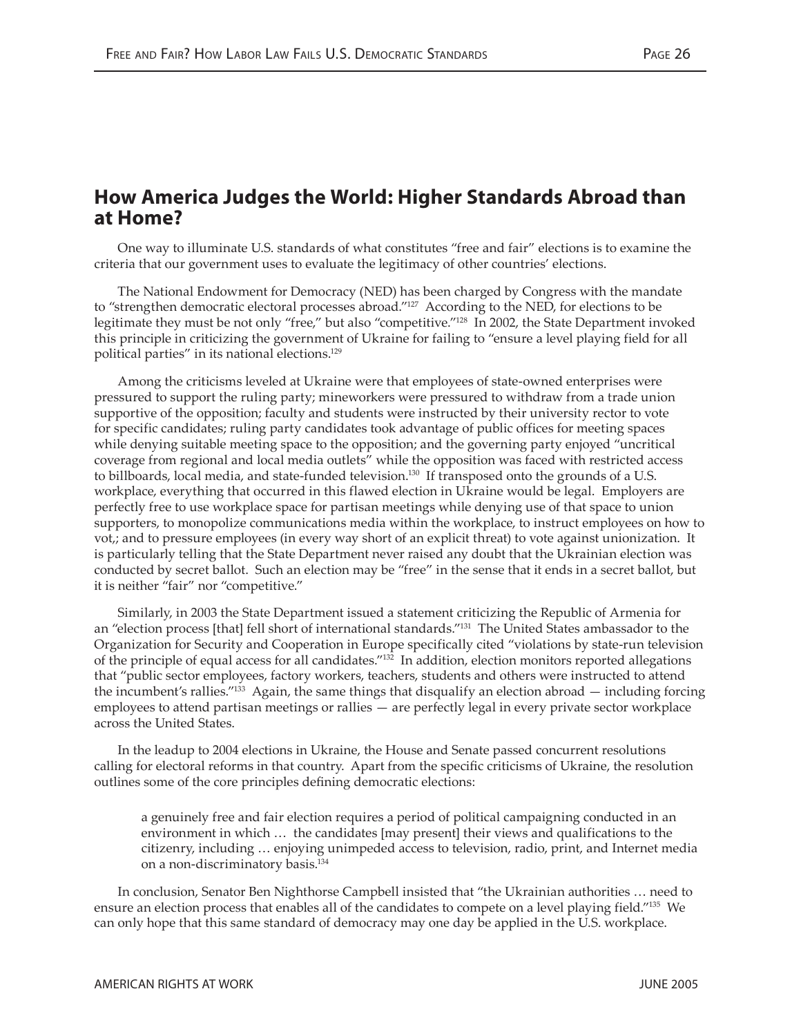## How America Judges the World: Higher Standards Abroad than at Home?

One way to illuminate U.S. standards of what constitutes "free and fair" elections is to examine the criteria that our government uses to evaluate the legitimacy of other countries' elections.

The National Endowment for Democracy (NED) has been charged by Congress with the mandate to "strengthen democratic electoral processes abroad."[127] According to the NED, for elections to be legitimate they must be not only "free," but also "competitive."[128] In 2002, the State Department invoked this principle in criticizing the government of Ukraine for failing to "ensure a level playing field for all political parties" in its national elections.[129]

Among the criticisms leveled at Ukraine were that employees of state-owned enterprises were pressured to support the ruling party; mineworkers were pressured to withdraw from a trade union supportive of the opposition; faculty and students were instructed by their university rector to vote for specific candidates; ruling party candidates took advantage of public offices for meeting spaces while denying suitable meeting space to the opposition; and the governing party enjoyed "uncritical coverage from regional and local media outlets" while the opposition was faced with restricted access to billboards, local media, and state-funded television.[130] If transposed onto the grounds of a U.S. workplace, everything that occurred in this flawed election in Ukraine would be legal. Employers are perfectly free to use workplace space for partisan meetings while denying use of that space to union supporters, to monopolize communications media within the workplace, to instruct employees on how to vot,; and to pressure employees (in every way short of an explicit threat) to vote against unionization. It is particularly telling that the State Department never raised any doubt that the Ukrainian election was conducted by secret ballot. Such an election may be "free" in the sense that it ends in a secret ballot, but it is neither "fair" nor "competitive."

Similarly, in 2003 the State Department issued a statement criticizing the Republic of Armenia for an "election process [that] fell short of international standards."[131] The United States ambassador to the Organization for Security and Cooperation in Europe specifically cited "violations by state-run television of the principle of equal access for all candidates."[132] In addition, election monitors reported allegations that "public sector employees, factory workers, teachers, students and others were instructed to attend the incumbent's rallies."[133] Again, the same things that disqualify an election abroad — including forcing employees to attend partisan meetings or rallies — are perfectly legal in every private sector workplace across the United States.

In the leadup to 2004 elections in Ukraine, the House and Senate passed concurrent resolutions calling for electoral reforms in that country. Apart from the specific criticisms of Ukraine, the resolution outlines some of the core principles defining democratic elections:

> a genuinely free and fair election requires a period of political campaigning conducted in an environment in which … the candidates [may present] their views and qualifications to the citizenry, including … enjoying unimpeded access to television, radio, print, and Internet media on a non-discriminatory basis.[134]

In conclusion, Senator Ben Nighthorse Campbell insisted that "the Ukrainian authorities … need to ensure an election process that enables all of the candidates to compete on a level playing field."[135] We can only hope that this same standard of democracy may one day be applied in the U.S. workplace.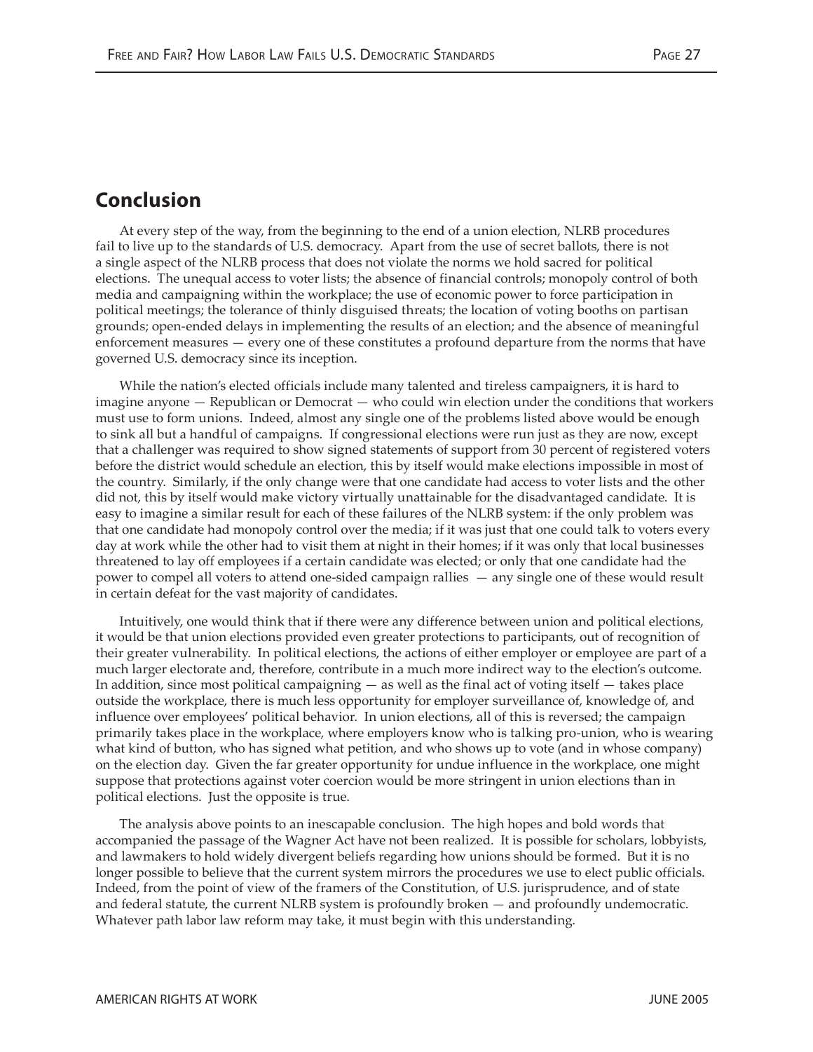## Conclusion

At every step of the way, from the beginning to the end of a union election, NLRB procedures fail to live up to the standards of U.S. democracy. Apart from the use of secret ballots, there is not a single aspect of the NLRB process that does not violate the norms we hold sacred for political elections. The unequal access to voter lists; the absence of financial controls; monopoly control of both media and campaigning within the workplace; the use of economic power to force participation in political meetings; the tolerance of thinly disguised threats; the location of voting booths on partisan grounds; open-ended delays in implementing the results of an election; and the absence of meaningful enforcement measures — every one of these constitutes a profound departure from the norms that have governed U.S. democracy since its inception.

While the nation's elected officials include many talented and tireless campaigners, it is hard to imagine anyone — Republican or Democrat — who could win election under the conditions that workers must use to form unions. Indeed, almost any single one of the problems listed above would be enough to sink all but a handful of campaigns. If congressional elections were run just as they are now, except that a challenger was required to show signed statements of support from 30 percent of registered voters before the district would schedule an election, this by itself would make elections impossible in most of the country. Similarly, if the only change were that one candidate had access to voter lists and the other did not, this by itself would make victory virtually unattainable for the disadvantaged candidate. It is easy to imagine a similar result for each of these failures of the NLRB system: if the only problem was that one candidate had monopoly control over the media; if it was just that one could talk to voters every day at work while the other had to visit them at night in their homes; if it was only that local businesses threatened to lay off employees if a certain candidate was elected; or only that one candidate had the power to compel all voters to attend one-sided campaign rallies — any single one of these would result in certain defeat for the vast majority of candidates.

Intuitively, one would think that if there were any difference between union and political elections, it would be that union elections provided even greater protections to participants, out of recognition of their greater vulnerability. In political elections, the actions of either employer or employee are part of a much larger electorate and, therefore, contribute in a much more indirect way to the election's outcome. In addition, since most political campaigning — as well as the final act of voting itself — takes place outside the workplace, there is much less opportunity for employer surveillance of, knowledge of, and influence over employees' political behavior. In union elections, all of this is reversed; the campaign primarily takes place in the workplace, where employers know who is talking pro-union, who is wearing what kind of button, who has signed what petition, and who shows up to vote (and in whose company) on the election day. Given the far greater opportunity for undue influence in the workplace, one might suppose that protections against voter coercion would be more stringent in union elections than in political elections. Just the opposite is true.

The analysis above points to an inescapable conclusion. The high hopes and bold words that accompanied the passage of the Wagner Act have not been realized. It is possible for scholars, lobbyists, and lawmakers to hold widely divergent beliefs regarding how unions should be formed. But it is no longer possible to believe that the current system mirrors the procedures we use to elect public officials. Indeed, from the point of view of the framers of the Constitution, of U.S. jurisprudence, and of state and federal statute, the current NLRB system is profoundly broken — and profoundly undemocratic. Whatever path labor law reform may take, it must begin with this understanding.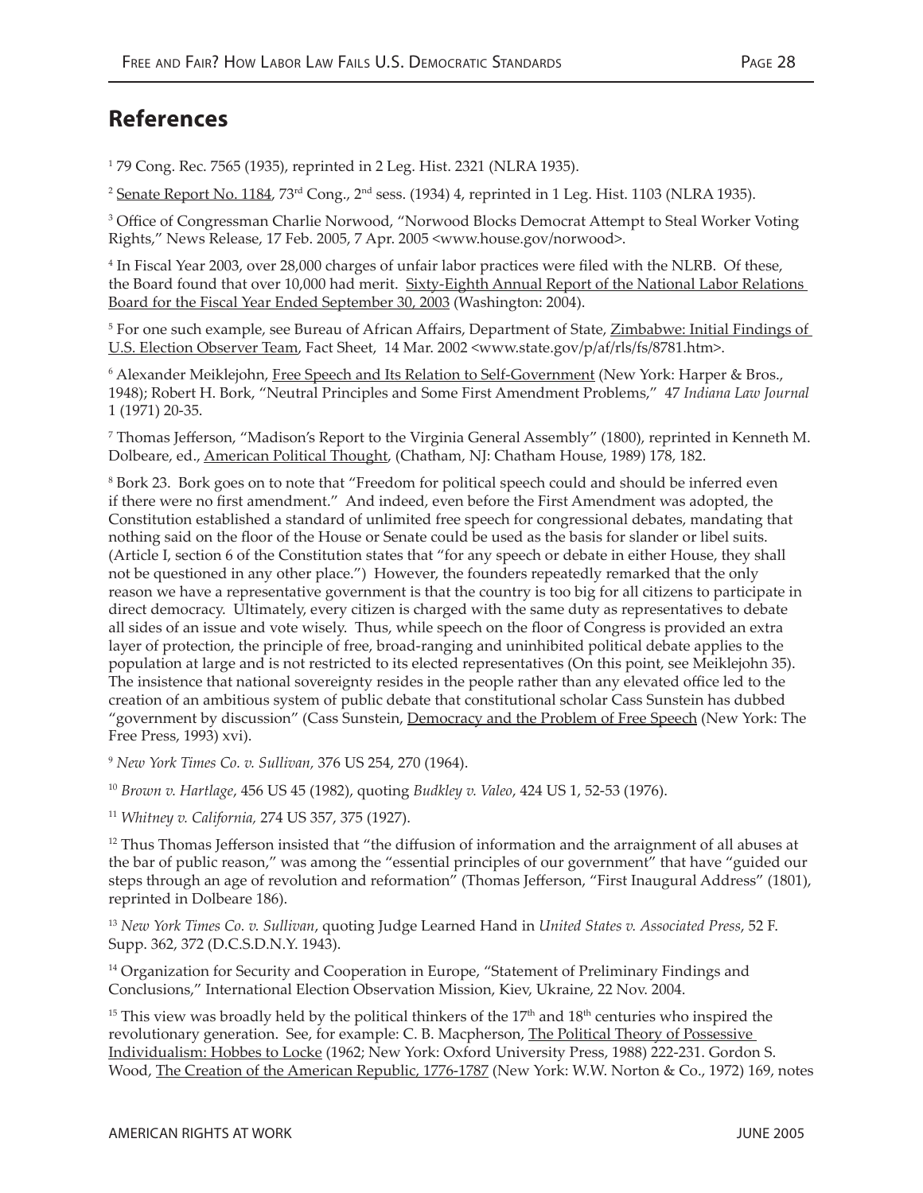## References

[1] 79 Cong. Rec. 7565 (1935), reprinted in 2 Leg. Hist. 2321 (NLRA 1935).

[2] Senate Report No. 1184, 73rd Cong., 2nd sess. (1934) 4, reprinted in 1 Leg. Hist. 1103 (NLRA 1935).

[3] Office of Congressman Charlie Norwood, "Norwood Blocks Democrat Attempt to Steal Worker Voting Rights," News Release, 17 Feb. 2005, 7 Apr. 2005 <www.house.gov/norwood>.

[4] In Fiscal Year 2003, over 28,000 charges of unfair labor practices were filed with the NLRB. Of these, the Board found that over 10,000 had merit. Sixty-Eighth Annual Report of the National Labor Relations Board for the Fiscal Year Ended September 30, 2003 (Washington: 2004).

[5] For one such example, see Bureau of African Affairs, Department of State, Zimbabwe: Initial Findings of U.S. Election Observer Team, Fact Sheet, 14 Mar. 2002 <www.state.gov/p/af/rls/fs/8781.htm>.

[6] Alexander Meiklejohn, Free Speech and Its Relation to Self-Government (New York: Harper & Bros., 1948); Robert H. Bork, "Neutral Principles and Some First Amendment Problems," 47 *Indiana Law Journal* 1 (1971) 20-35.

[7] Thomas Jefferson, "Madison's Report to the Virginia General Assembly" (1800), reprinted in Kenneth M. Dolbeare, ed., American Political Thought, (Chatham, NJ: Chatham House, 1989) 178, 182.

[8] Bork 23. Bork goes on to note that "Freedom for political speech could and should be inferred even if there were no first amendment." And indeed, even before the First Amendment was adopted, the Constitution established a standard of unlimited free speech for congressional debates, mandating that nothing said on the floor of the House or Senate could be used as the basis for slander or libel suits. (Article I, section 6 of the Constitution states that "for any speech or debate in either House, they shall not be questioned in any other place.") However, the founders repeatedly remarked that the only reason we have a representative government is that the country is too big for all citizens to participate in direct democracy. Ultimately, every citizen is charged with the same duty as representatives to debate all sides of an issue and vote wisely. Thus, while speech on the floor of Congress is provided an extra layer of protection, the principle of free, broad-ranging and uninhibited political debate applies to the population at large and is not restricted to its elected representatives (On this point, see Meiklejohn 35). The insistence that national sovereignty resides in the people rather than any elevated office led to the creation of an ambitious system of public debate that constitutional scholar Cass Sunstein has dubbed "government by discussion" (Cass Sunstein, Democracy and the Problem of Free Speech (New York: The Free Press, 1993) xvi).

[9] *New York Times Co. v. Sullivan*, 376 US 254, 270 (1964).

[10] *Brown v. Hartlage*, 456 US 45 (1982), quoting *Budkley v. Valeo*, 424 US 1, 52-53 (1976).

[11] *Whitney v. California*, 274 US 357, 375 (1927).

[12] Thus Thomas Jefferson insisted that "the diffusion of information and the arraignment of all abuses at the bar of public reason," was among the "essential principles of our government" that have "guided our steps through an age of revolution and reformation" (Thomas Jefferson, "First Inaugural Address" (1801), reprinted in Dolbeare 186).

[13] *New York Times Co. v. Sullivan*, quoting Judge Learned Hand in *United States v. Associated Press*, 52 F. Supp. 362, 372 (D.C.S.D.N.Y. 1943).

[14] Organization for Security and Cooperation in Europe, "Statement of Preliminary Findings and Conclusions," International Election Observation Mission, Kiev, Ukraine, 22 Nov. 2004.

[15] This view was broadly held by the political thinkers of the 17th and 18th centuries who inspired the revolutionary generation. See, for example: C. B. Macpherson, The Political Theory of Possessive Individualism: Hobbes to Locke (1962; New York: Oxford University Press, 1988) 222-231. Gordon S. Wood, The Creation of the American Republic, 1776-1787 (New York: W.W. Norton & Co., 1972) 169, notes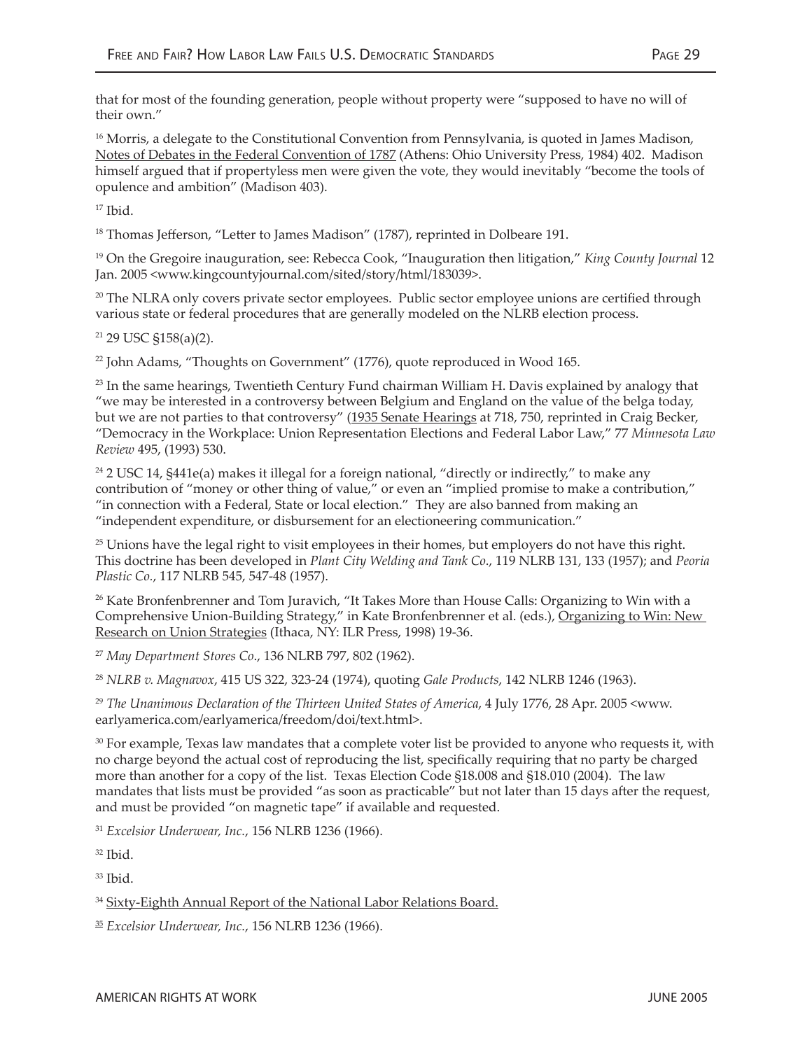that for most of the founding generation, people without property were "supposed to have no will of their own."

[16] Morris, a delegate to the Constitutional Convention from Pennsylvania, is quoted in James Madison, Notes of Debates in the Federal Convention of 1787 (Athens: Ohio University Press, 1984) 402. Madison himself argued that if propertyless men were given the vote, they would inevitably "become the tools of opulence and ambition" (Madison 403).

[17] Ibid.

[18] Thomas Jefferson, "Letter to James Madison" (1787), reprinted in Dolbeare 191.

[19] On the Gregoire inauguration, see: Rebecca Cook, "Inauguration then litigation," *King County Journal* 12 Jan. 2005 <www.kingcountyjournal.com/sited/story/html/183039>.

[20] The NLRA only covers private sector employees. Public sector employee unions are certified through various state or federal procedures that are generally modeled on the NLRB election process.

[21] 29 USC §158(a)(2).

[22] John Adams, "Thoughts on Government" (1776), quote reproduced in Wood 165.

[23] In the same hearings, Twentieth Century Fund chairman William H. Davis explained by analogy that "we may be interested in a controversy between Belgium and England on the value of the belga today, but we are not parties to that controversy" (1935 Senate Hearings at 718, 750, reprinted in Craig Becker, "Democracy in the Workplace: Union Representation Elections and Federal Labor Law," 77 *Minnesota Law Review* 495, (1993) 530.

[24] 2 USC 14, §441e(a) makes it illegal for a foreign national, "directly or indirectly," to make any contribution of "money or other thing of value," or even an "implied promise to make a contribution," "in connection with a Federal, State or local election." They are also banned from making an "independent expenditure, or disbursement for an electioneering communication."

[25] Unions have the legal right to visit employees in their homes, but employers do not have this right. This doctrine has been developed in *Plant City Welding and Tank Co*., 119 NLRB 131, 133 (1957); and *Peoria Plastic Co.*, 117 NLRB 545, 547-48 (1957).

[26] Kate Bronfenbrenner and Tom Juravich, "It Takes More than House Calls: Organizing to Win with a Comprehensive Union-Building Strategy," in Kate Bronfenbrenner et al. (eds.), Organizing to Win: New Research on Union Strategies (Ithaca, NY: ILR Press, 1998) 19-36.

[27] *May Department Stores Co*., 136 NLRB 797, 802 (1962).

[28] *NLRB v. Magnavox*, 415 US 322, 323-24 (1974), quoting *Gale Products*, 142 NLRB 1246 (1963).

[29] *The Unanimous Declaration of the Thirteen United States of America*, 4 July 1776, 28 Apr. 2005 <www.earlyamerica.com/earlyamerica/freedom/doi/text.html>.

[30] For example, Texas law mandates that a complete voter list be provided to anyone who requests it, with no charge beyond the actual cost of reproducing the list, specifically requiring that no party be charged more than another for a copy of the list. Texas Election Code §18.008 and §18.010 (2004). The law mandates that lists must be provided "as soon as practicable" but not later than 15 days after the request, and must be provided "on magnetic tape" if available and requested.

[31] *Excelsior Underwear, Inc.*, 156 NLRB 1236 (1966).

[32] Ibid.

[33] Ibid.

[34] Sixty-Eighth Annual Report of the National Labor Relations Board.

[35] *Excelsior Underwear, Inc.*, 156 NLRB 1236 (1966).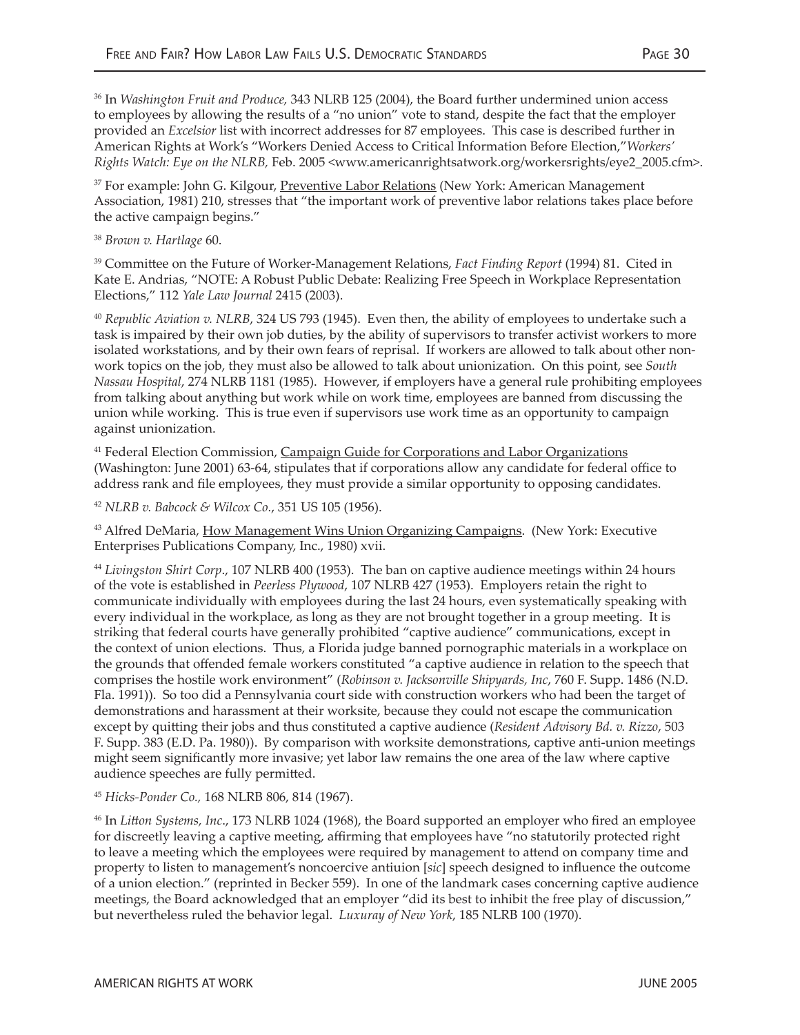[36] In *Washington Fruit and Produce,* 343 NLRB 125 (2004), the Board further undermined union access to employees by allowing the results of a "no union" vote to stand, despite the fact that the employer provided an *Excelsior* list with incorrect addresses for 87 employees. This case is described further in American Rights at Work's "Workers Denied Access to Critical Information Before Election,"*Workers' Rights Watch: Eye on the NLRB,* Feb. 2005 <www.americanrightsatwork.org/workersrights/eye2_2005.cfm>.

[37] For example: John G. Kilgour, Preventive Labor Relations (New York: American Management Association, 1981) 210, stresses that "the important work of preventive labor relations takes place before the active campaign begins."

[38] *Brown v. Hartlage* 60.

[39] Committee on the Future of Worker-Management Relations, *Fact Finding Report* (1994) 81. Cited in Kate E. Andrias, "NOTE: A Robust Public Debate: Realizing Free Speech in Workplace Representation Elections," 112 *Yale Law Journal* 2415 (2003).

[40] *Republic Aviation v. NLRB*, 324 US 793 (1945). Even then, the ability of employees to undertake such a task is impaired by their own job duties, by the ability of supervisors to transfer activist workers to more isolated workstations, and by their own fears of reprisal. If workers are allowed to talk about other non-work topics on the job, they must also be allowed to talk about unionization. On this point, see *South Nassau Hospital*, 274 NLRB 1181 (1985). However, if employers have a general rule prohibiting employees from talking about anything but work while on work time, employees are banned from discussing the union while working. This is true even if supervisors use work time as an opportunity to campaign against unionization.

[41] Federal Election Commission, Campaign Guide for Corporations and Labor Organizations (Washington: June 2001) 63-64, stipulates that if corporations allow any candidate for federal office to address rank and file employees, they must provide a similar opportunity to opposing candidates.

[42] *NLRB v. Babcock & Wilcox Co.*, 351 US 105 (1956).

[43] Alfred DeMaria, How Management Wins Union Organizing Campaigns. (New York: Executive Enterprises Publications Company, Inc., 1980) xvii.

[44] *Livingston Shirt Corp*., 107 NLRB 400 (1953). The ban on captive audience meetings within 24 hours of the vote is established in *Peerless Plywood*, 107 NLRB 427 (1953). Employers retain the right to communicate individually with employees during the last 24 hours, even systematically speaking with every individual in the workplace, as long as they are not brought together in a group meeting. It is striking that federal courts have generally prohibited "captive audience" communications, except in the context of union elections. Thus, a Florida judge banned pornographic materials in a workplace on the grounds that offended female workers constituted "a captive audience in relation to the speech that comprises the hostile work environment" (*Robinson v. Jacksonville Shipyards, Inc*, 760 F. Supp. 1486 (N.D. Fla. 1991)). So too did a Pennsylvania court side with construction workers who had been the target of demonstrations and harassment at their worksite, because they could not escape the communication except by quitting their jobs and thus constituted a captive audience (*Resident Advisory Bd. v. Rizzo*, 503 F. Supp. 383 (E.D. Pa. 1980)). By comparison with worksite demonstrations, captive anti-union meetings might seem significantly more invasive; yet labor law remains the one area of the law where captive audience speeches are fully permitted.

[45] *Hicks-Ponder Co.,* 168 NLRB 806, 814 (1967).

[46] In *Litton Systems, Inc*., 173 NLRB 1024 (1968), the Board supported an employer who fired an employee for discreetly leaving a captive meeting, affirming that employees have "no statutorily protected right to leave a meeting which the employees were required by management to attend on company time and property to listen to management's noncoercive antiuion [*sic*] speech designed to influence the outcome of a union election." (reprinted in Becker 559). In one of the landmark cases concerning captive audience meetings, the Board acknowledged that an employer "did its best to inhibit the free play of discussion," but nevertheless ruled the behavior legal. *Luxuray of New York*, 185 NLRB 100 (1970).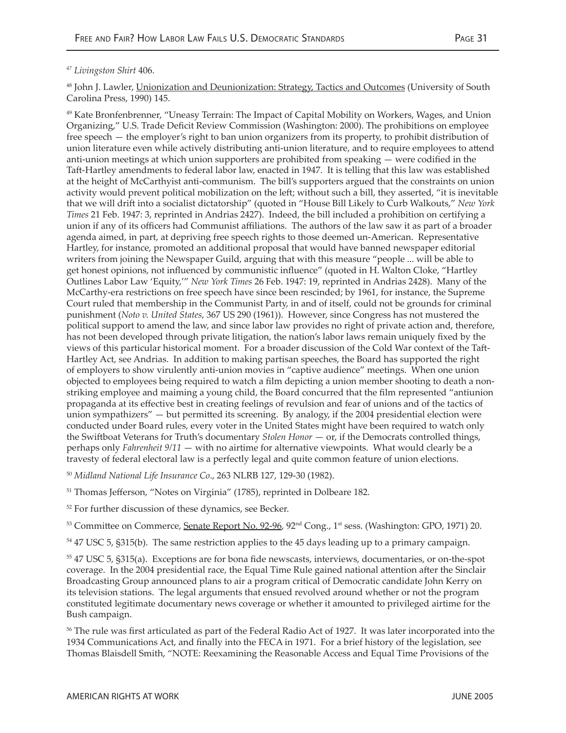[47] *Livingston Shirt* 406.

[48] John J. Lawler, Unionization and Deunionization: Strategy, Tactics and Outcomes (University of South Carolina Press, 1990) 145.

[49] Kate Bronfenbrenner, "Uneasy Terrain: The Impact of Capital Mobility on Workers, Wages, and Union Organizing," U.S. Trade Deficit Review Commission (Washington: 2000). The prohibitions on employee free speech — the employer's right to ban union organizers from its property, to prohibit distribution of union literature even while actively distributing anti-union literature, and to require employees to attend anti-union meetings at which union supporters are prohibited from speaking — were codified in the Taft-Hartley amendments to federal labor law, enacted in 1947. It is telling that this law was established at the height of McCarthyist anti-communism. The bill's supporters argued that the constraints on union activity would prevent political mobilization on the left; without such a bill, they asserted, "it is inevitable that we will drift into a socialist dictatorship" (quoted in "House Bill Likely to Curb Walkouts," *New York Times* 21 Feb. 1947: 3, reprinted in Andrias 2427). Indeed, the bill included a prohibition on certifying a union if any of its officers had Communist affiliations. The authors of the law saw it as part of a broader agenda aimed, in part, at depriving free speech rights to those deemed un-American. Representative Hartley, for instance, promoted an additional proposal that would have banned newspaper editorial writers from joining the Newspaper Guild, arguing that with this measure "people ... will be able to get honest opinions, not influenced by communistic influence" (quoted in H. Walton Cloke, "Hartley Outlines Labor Law 'Equity,'" *New York Times* 26 Feb. 1947: 19, reprinted in Andrias 2428). Many of the McCarthy-era restrictions on free speech have since been rescinded; by 1961, for instance, the Supreme Court ruled that membership in the Communist Party, in and of itself, could not be grounds for criminal punishment (*Noto v. United States*, 367 US 290 (1961)). However, since Congress has not mustered the political support to amend the law, and since labor law provides no right of private action and, therefore, has not been developed through private litigation, the nation's labor laws remain uniquely fixed by the views of this particular historical moment. For a broader discussion of the Cold War context of the Taft-Hartley Act, see Andrias. In addition to making partisan speeches, the Board has supported the right of employers to show virulently anti-union movies in "captive audience" meetings. When one union objected to employees being required to watch a film depicting a union member shooting to death a non-striking employee and maiming a young child, the Board concurred that the film represented "antiunion propaganda at its effective best in creating feelings of revulsion and fear of unions and of the tactics of union sympathizers" — but permitted its screening. By analogy, if the 2004 presidential election were conducted under Board rules, every voter in the United States might have been required to watch only the Swiftboat Veterans for Truth's documentary *Stolen Honor* — or, if the Democrats controlled things, perhaps only *Fahrenheit 9/11* — with no airtime for alternative viewpoints. What would clearly be a travesty of federal electoral law is a perfectly legal and quite common feature of union elections.

[50] *Midland National Life Insurance Co*., 263 NLRB 127, 129-30 (1982).

[51] Thomas Jefferson, "Notes on Virginia" (1785), reprinted in Dolbeare 182.

[52] For further discussion of these dynamics, see Becker.

[53] Committee on Commerce, Senate Report No. 92-96, 92nd Cong., 1st sess. (Washington: GPO, 1971) 20.

[54] 47 USC 5, §315(b). The same restriction applies to the 45 days leading up to a primary campaign.

[55] 47 USC 5, §315(a). Exceptions are for bona fide newscasts, interviews, documentaries, or on-the-spot coverage. In the 2004 presidential race, the Equal Time Rule gained national attention after the Sinclair Broadcasting Group announced plans to air a program critical of Democratic candidate John Kerry on its television stations. The legal arguments that ensued revolved around whether or not the program constituted legitimate documentary news coverage or whether it amounted to privileged airtime for the Bush campaign.

[56] The rule was first articulated as part of the Federal Radio Act of 1927. It was later incorporated into the 1934 Communications Act, and finally into the FECA in 1971. For a brief history of the legislation, see Thomas Blaisdell Smith, "NOTE: Reexamining the Reasonable Access and Equal Time Provisions of the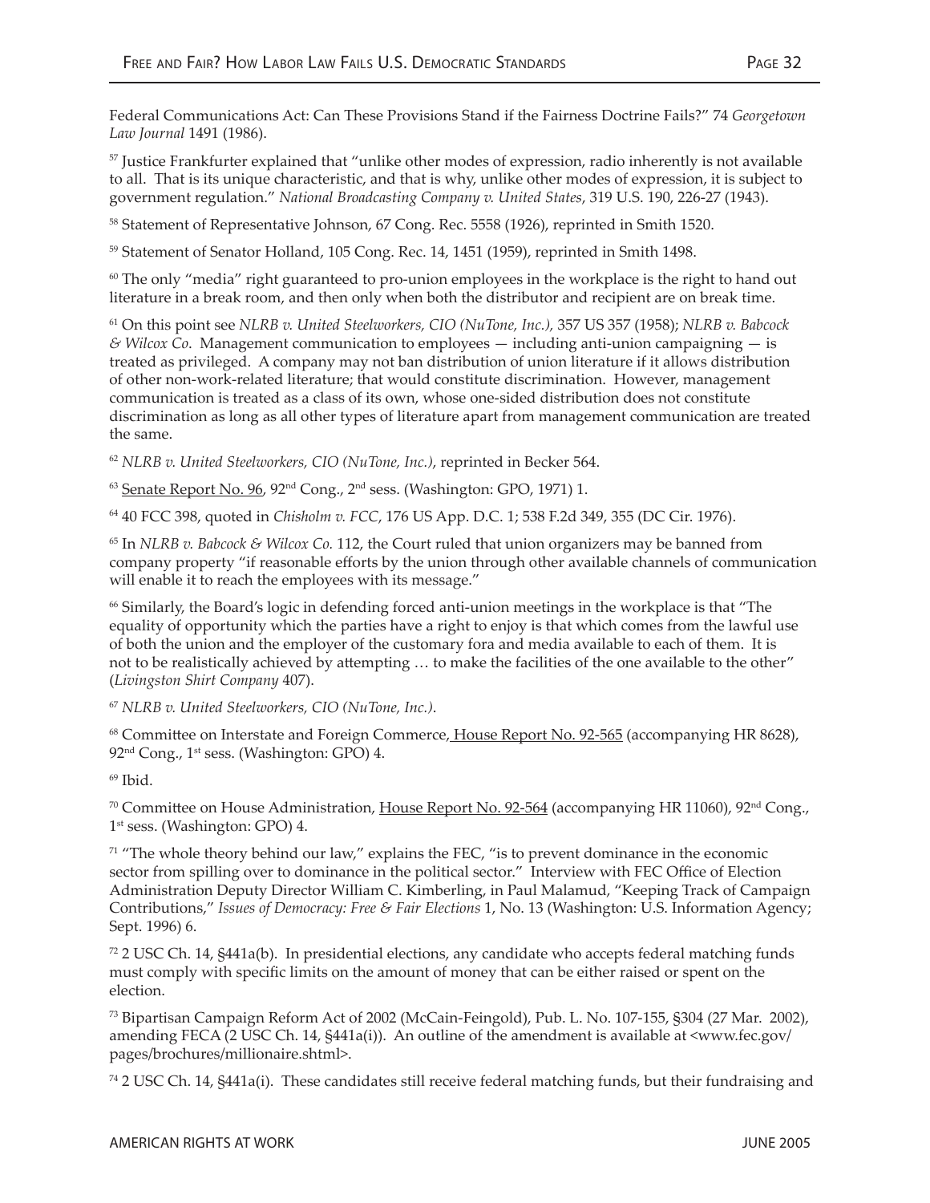Federal Communications Act: Can These Provisions Stand if the Fairness Doctrine Fails?" 74 *Georgetown Law Journal* 1491 (1986).

[57] Justice Frankfurter explained that "unlike other modes of expression, radio inherently is not available to all. That is its unique characteristic, and that is why, unlike other modes of expression, it is subject to government regulation." *National Broadcasting Company v. United States*, 319 U.S. 190, 226-27 (1943).

[58] Statement of Representative Johnson, 67 Cong. Rec. 5558 (1926), reprinted in Smith 1520.

[59] Statement of Senator Holland, 105 Cong. Rec. 14, 1451 (1959), reprinted in Smith 1498.

[60] The only "media" right guaranteed to pro-union employees in the workplace is the right to hand out literature in a break room, and then only when both the distributor and recipient are on break time.

[61] On this point see *NLRB v. United Steelworkers, CIO (NuTone, Inc.),* 357 US 357 (1958); *NLRB v. Babcock & Wilcox Co*. Management communication to employees — including anti-union campaigning — is treated as privileged. A company may not ban distribution of union literature if it allows distribution of other non-work-related literature; that would constitute discrimination. However, management communication is treated as a class of its own, whose one-sided distribution does not constitute discrimination as long as all other types of literature apart from management communication are treated the same.

[62] *NLRB v. United Steelworkers, CIO (NuTone, Inc.)*, reprinted in Becker 564.

[63] Senate Report No. 96, 92nd Cong., 2nd sess. (Washington: GPO, 1971) 1.

[64] 40 FCC 398, quoted in *Chisholm v. FCC*, 176 US App. D.C. 1; 538 F.2d 349, 355 (DC Cir. 1976).

[65] In *NLRB v. Babcock & Wilcox Co.* 112, the Court ruled that union organizers may be banned from company property "if reasonable efforts by the union through other available channels of communication will enable it to reach the employees with its message."

[66] Similarly, the Board's logic in defending forced anti-union meetings in the workplace is that "The equality of opportunity which the parties have a right to enjoy is that which comes from the lawful use of both the union and the employer of the customary fora and media available to each of them. It is not to be realistically achieved by attempting … to make the facilities of the one available to the other" (*Livingston Shirt Company* 407).

[67] *NLRB v. United Steelworkers, CIO (NuTone, Inc.)*.

[68] Committee on Interstate and Foreign Commerce, House Report No. 92-565 (accompanying HR 8628), 92nd Cong., 1st sess. (Washington: GPO) 4.

[69] Ibid.

[70] Committee on House Administration, House Report No. 92-564 (accompanying HR 11060), 92nd Cong., 1st sess. (Washington: GPO) 4.

[71] "The whole theory behind our law," explains the FEC, "is to prevent dominance in the economic sector from spilling over to dominance in the political sector." Interview with FEC Office of Election Administration Deputy Director William C. Kimberling, in Paul Malamud, "Keeping Track of Campaign Contributions," *Issues of Democracy: Free & Fair Elections* 1, No. 13 (Washington: U.S. Information Agency; Sept. 1996) 6.

[72] 2 USC Ch. 14, §441a(b). In presidential elections, any candidate who accepts federal matching funds must comply with specific limits on the amount of money that can be either raised or spent on the election.

[73] Bipartisan Campaign Reform Act of 2002 (McCain-Feingold), Pub. L. No. 107-155, §304 (27 Mar. 2002), amending FECA (2 USC Ch. 14, §441a(i)). An outline of the amendment is available at <www.fec.gov/pages/brochures/millionaire.shtml>.

[74] 2 USC Ch. 14, §441a(i). These candidates still receive federal matching funds, but their fundraising and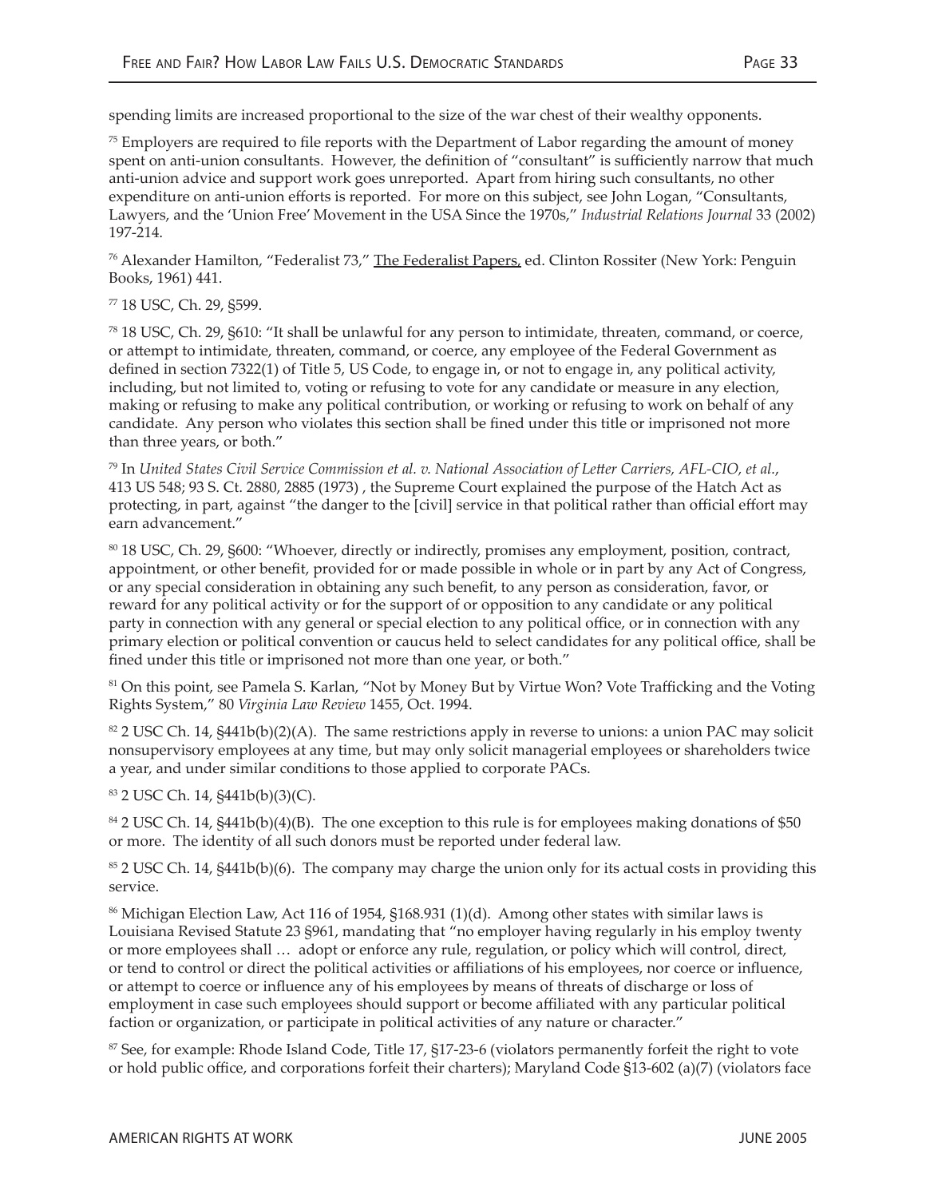spending limits are increased proportional to the size of the war chest of their wealthy opponents.

[75] Employers are required to file reports with the Department of Labor regarding the amount of money spent on anti-union consultants. However, the definition of "consultant" is sufficiently narrow that much anti-union advice and support work goes unreported. Apart from hiring such consultants, no other expenditure on anti-union efforts is reported. For more on this subject, see John Logan, "Consultants, Lawyers, and the 'Union Free' Movement in the USA Since the 1970s," *Industrial Relations Journal* 33 (2002) 197-214.

[76] Alexander Hamilton, "Federalist 73," The Federalist Papers, ed. Clinton Rossiter (New York: Penguin Books, 1961) 441.

[77] 18 USC, Ch. 29, §599.

[78] 18 USC, Ch. 29, §610: "It shall be unlawful for any person to intimidate, threaten, command, or coerce, or attempt to intimidate, threaten, command, or coerce, any employee of the Federal Government as defined in section 7322(1) of Title 5, US Code, to engage in, or not to engage in, any political activity, including, but not limited to, voting or refusing to vote for any candidate or measure in any election, making or refusing to make any political contribution, or working or refusing to work on behalf of any candidate. Any person who violates this section shall be fined under this title or imprisoned not more than three years, or both."

[79] In *United States Civil Service Commission et al. v. National Association of Letter Carriers, AFL-CIO, et al.*, 413 US 548; 93 S. Ct. 2880, 2885 (1973) , the Supreme Court explained the purpose of the Hatch Act as protecting, in part, against "the danger to the [civil] service in that political rather than official effort may earn advancement."

[80] 18 USC, Ch. 29, §600: "Whoever, directly or indirectly, promises any employment, position, contract, appointment, or other benefit, provided for or made possible in whole or in part by any Act of Congress, or any special consideration in obtaining any such benefit, to any person as consideration, favor, or reward for any political activity or for the support of or opposition to any candidate or any political party in connection with any general or special election to any political office, or in connection with any primary election or political convention or caucus held to select candidates for any political office, shall be fined under this title or imprisoned not more than one year, or both."

[81] On this point, see Pamela S. Karlan, "Not by Money But by Virtue Won? Vote Trafficking and the Voting Rights System," 80 *Virginia Law Review* 1455, Oct. 1994.

[82] 2 USC Ch. 14, §441b(b)(2)(A). The same restrictions apply in reverse to unions: a union PAC may solicit nonsupervisory employees at any time, but may only solicit managerial employees or shareholders twice a year, and under similar conditions to those applied to corporate PACs.

[83] 2 USC Ch. 14, §441b(b)(3)(C).

[84] 2 USC Ch. 14, §441b(b)(4)(B). The one exception to this rule is for employees making donations of $50 or more. The identity of all such donors must be reported under federal law.

[85] 2 USC Ch. 14, §441b(b)(6). The company may charge the union only for its actual costs in providing this service.

[86] Michigan Election Law, Act 116 of 1954, §168.931 (1)(d). Among other states with similar laws is Louisiana Revised Statute 23 §961, mandating that "no employer having regularly in his employ twenty or more employees shall … adopt or enforce any rule, regulation, or policy which will control, direct, or tend to control or direct the political activities or affiliations of his employees, nor coerce or influence, or attempt to coerce or influence any of his employees by means of threats of discharge or loss of employment in case such employees should support or become affiliated with any particular political faction or organization, or participate in political activities of any nature or character."

[87] See, for example: Rhode Island Code, Title 17, §17-23-6 (violators permanently forfeit the right to vote or hold public office, and corporations forfeit their charters); Maryland Code §13-602 (a)(7) (violators face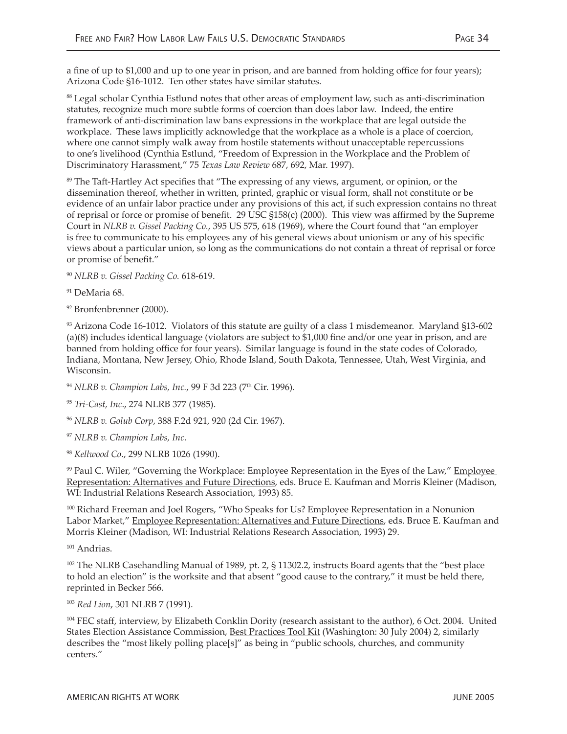a fine of up to $1,000 and up to one year in prison, and are banned from holding office for four years); Arizona Code §16-1012. Ten other states have similar statutes.

[88] Legal scholar Cynthia Estlund notes that other areas of employment law, such as anti-discrimination statutes, recognize much more subtle forms of coercion than does labor law. Indeed, the entire framework of anti-discrimination law bans expressions in the workplace that are legal outside the workplace. These laws implicitly acknowledge that the workplace as a whole is a place of coercion, where one cannot simply walk away from hostile statements without unacceptable repercussions to one's livelihood (Cynthia Estlund, "Freedom of Expression in the Workplace and the Problem of Discriminatory Harassment," 75 *Texas Law Review* 687, 692, Mar. 1997).

[89] The Taft-Hartley Act specifies that "The expressing of any views, argument, or opinion, or the dissemination thereof, whether in written, printed, graphic or visual form, shall not constitute or be evidence of an unfair labor practice under any provisions of this act, if such expression contains no threat of reprisal or force or promise of benefit. 29 USC §158(c) (2000). This view was affirmed by the Supreme Court in *NLRB v. Gissel Packing Co.*, 395 US 575, 618 (1969), where the Court found that "an employer is free to communicate to his employees any of his general views about unionism or any of his specific views about a particular union, so long as the communications do not contain a threat of reprisal or force or promise of benefit."

[90] *NLRB v. Gissel Packing Co.* 618-619.

[91] DeMaria 68.

[92] Bronfenbrenner (2000).

[93] Arizona Code 16-1012. Violators of this statute are guilty of a class 1 misdemeanor. Maryland §13-602 (a)(8) includes identical language (violators are subject to $1,000 fine and/or one year in prison, and are banned from holding office for four years). Similar language is found in the state codes of Colorado, Indiana, Montana, New Jersey, Ohio, Rhode Island, South Dakota, Tennessee, Utah, West Virginia, and Wisconsin.

[94] *NLRB v. Champion Labs, Inc.*, 99 F 3d 223 (7th Cir. 1996).

[95] *Tri-Cast, Inc*., 274 NLRB 377 (1985).

[96] *NLRB v. Golub Corp*, 388 F.2d 921, 920 (2d Cir. 1967).

[97] *NLRB v. Champion Labs, Inc*.

[98] *Kellwood Co*., 299 NLRB 1026 (1990).

[99] Paul C. Wiler, "Governing the Workplace: Employee Representation in the Eyes of the Law," Employee Representation: Alternatives and Future Directions, eds. Bruce E. Kaufman and Morris Kleiner (Madison, WI: Industrial Relations Research Association, 1993) 85.

[100] Richard Freeman and Joel Rogers, "Who Speaks for Us? Employee Representation in a Nonunion Labor Market," Employee Representation: Alternatives and Future Directions, eds. Bruce E. Kaufman and Morris Kleiner (Madison, WI: Industrial Relations Research Association, 1993) 29.

[101] Andrias.

[102] The NLRB Casehandling Manual of 1989, pt. 2, § 11302.2, instructs Board agents that the "best place to hold an election" is the worksite and that absent "good cause to the contrary," it must be held there, reprinted in Becker 566.

[103] *Red Lion*, 301 NLRB 7 (1991).

[104] FEC staff, interview, by Elizabeth Conklin Dority (research assistant to the author), 6 Oct. 2004. United States Election Assistance Commission, Best Practices Tool Kit (Washington: 30 July 2004) 2, similarly describes the "most likely polling place[s]" as being in "public schools, churches, and community centers."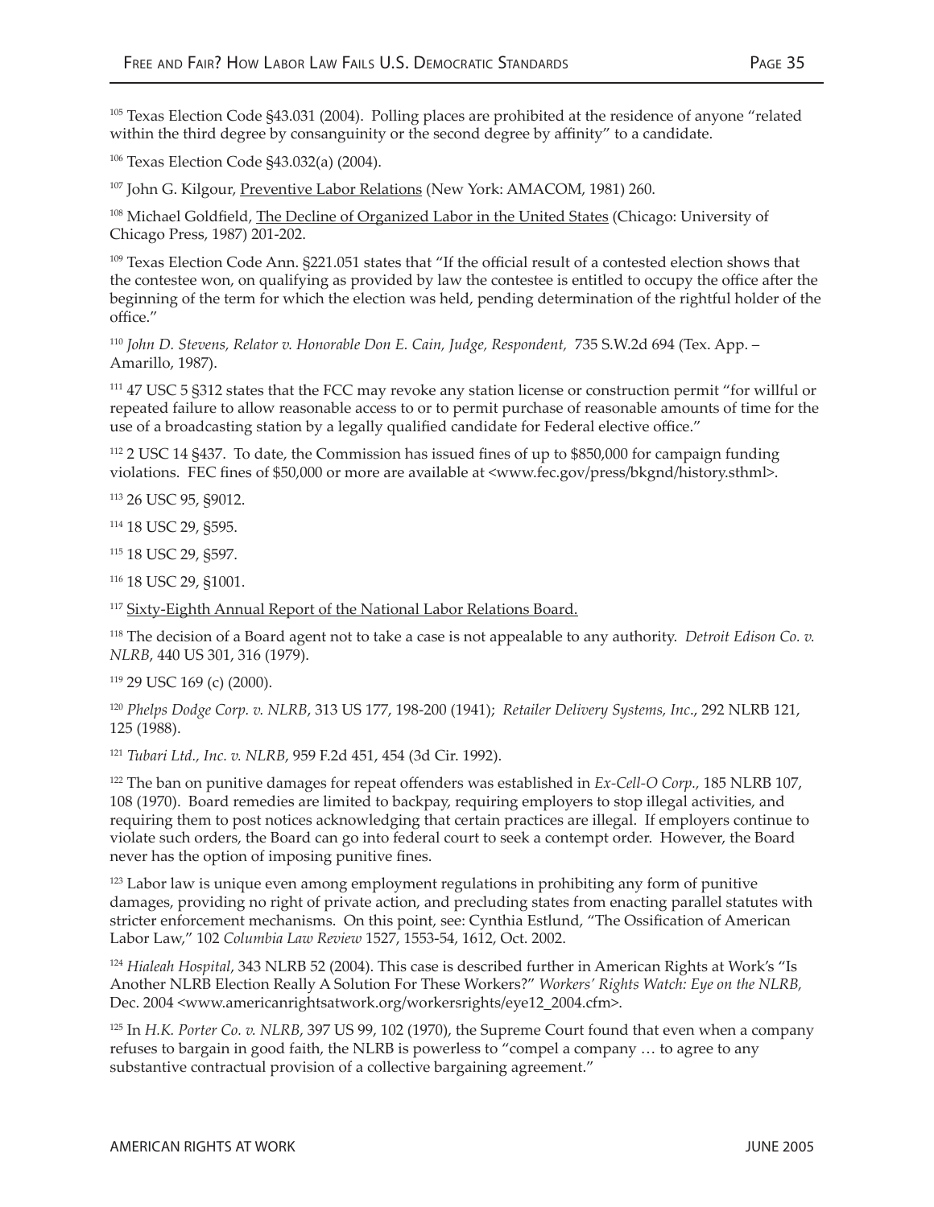[105] Texas Election Code §43.031 (2004). Polling places are prohibited at the residence of anyone "related within the third degree by consanguinity or the second degree by affinity" to a candidate.

[106] Texas Election Code §43.032(a) (2004).

[107] John G. Kilgour, Preventive Labor Relations (New York: AMACOM, 1981) 260.

[108] Michael Goldfield, The Decline of Organized Labor in the United States (Chicago: University of Chicago Press, 1987) 201-202.

[109] Texas Election Code Ann. §221.051 states that "If the official result of a contested election shows that the contestee won, on qualifying as provided by law the contestee is entitled to occupy the office after the beginning of the term for which the election was held, pending determination of the rightful holder of the office."

[110] *John D. Stevens, Relator v. Honorable Don E. Cain, Judge, Respondent,* 735 S.W.2d 694 (Tex. App. – Amarillo, 1987).

[111] 47 USC 5 §312 states that the FCC may revoke any station license or construction permit "for willful or repeated failure to allow reasonable access to or to permit purchase of reasonable amounts of time for the use of a broadcasting station by a legally qualified candidate for Federal elective office."

[112] 2 USC 14 §437. To date, the Commission has issued fines of up to $850,000 for campaign funding violations. FEC fines of $50,000 or more are available at <www.fec.gov/press/bkgnd/history.sthml>.

[113] 26 USC 95, §9012.

[114] 18 USC 29, §595.

[115] 18 USC 29, §597.

[116] 18 USC 29, §1001.

[117] Sixty-Eighth Annual Report of the National Labor Relations Board.

[118] The decision of a Board agent not to take a case is not appealable to any authority. *Detroit Edison Co. v. NLRB*, 440 US 301, 316 (1979).

[119] 29 USC 169 (c) (2000).

[120] *Phelps Dodge Corp. v. NLRB*, 313 US 177, 198-200 (1941); *Retailer Delivery Systems, Inc*., 292 NLRB 121, 125 (1988).

[121] *Tubari Ltd., Inc. v. NLRB*, 959 F.2d 451, 454 (3d Cir. 1992).

[122] The ban on punitive damages for repeat offenders was established in *Ex-Cell-O Corp.,* 185 NLRB 107, 108 (1970). Board remedies are limited to backpay, requiring employers to stop illegal activities, and requiring them to post notices acknowledging that certain practices are illegal. If employers continue to violate such orders, the Board can go into federal court to seek a contempt order. However, the Board never has the option of imposing punitive fines.

[123] Labor law is unique even among employment regulations in prohibiting any form of punitive damages, providing no right of private action, and precluding states from enacting parallel statutes with stricter enforcement mechanisms. On this point, see: Cynthia Estlund, "The Ossification of American Labor Law," 102 *Columbia Law Review* 1527, 1553-54, 1612, Oct. 2002.

[124] *Hialeah Hospital*, 343 NLRB 52 (2004). This case is described further in American Rights at Work's "Is Another NLRB Election Really A Solution For These Workers?" *Workers' Rights Watch: Eye on the NLRB,* Dec. 2004 <www.americanrightsatwork.org/workersrights/eye12_2004.cfm>.

[125] In *H.K. Porter Co. v. NLRB*, 397 US 99, 102 (1970), the Supreme Court found that even when a company refuses to bargain in good faith, the NLRB is powerless to "compel a company … to agree to any substantive contractual provision of a collective bargaining agreement."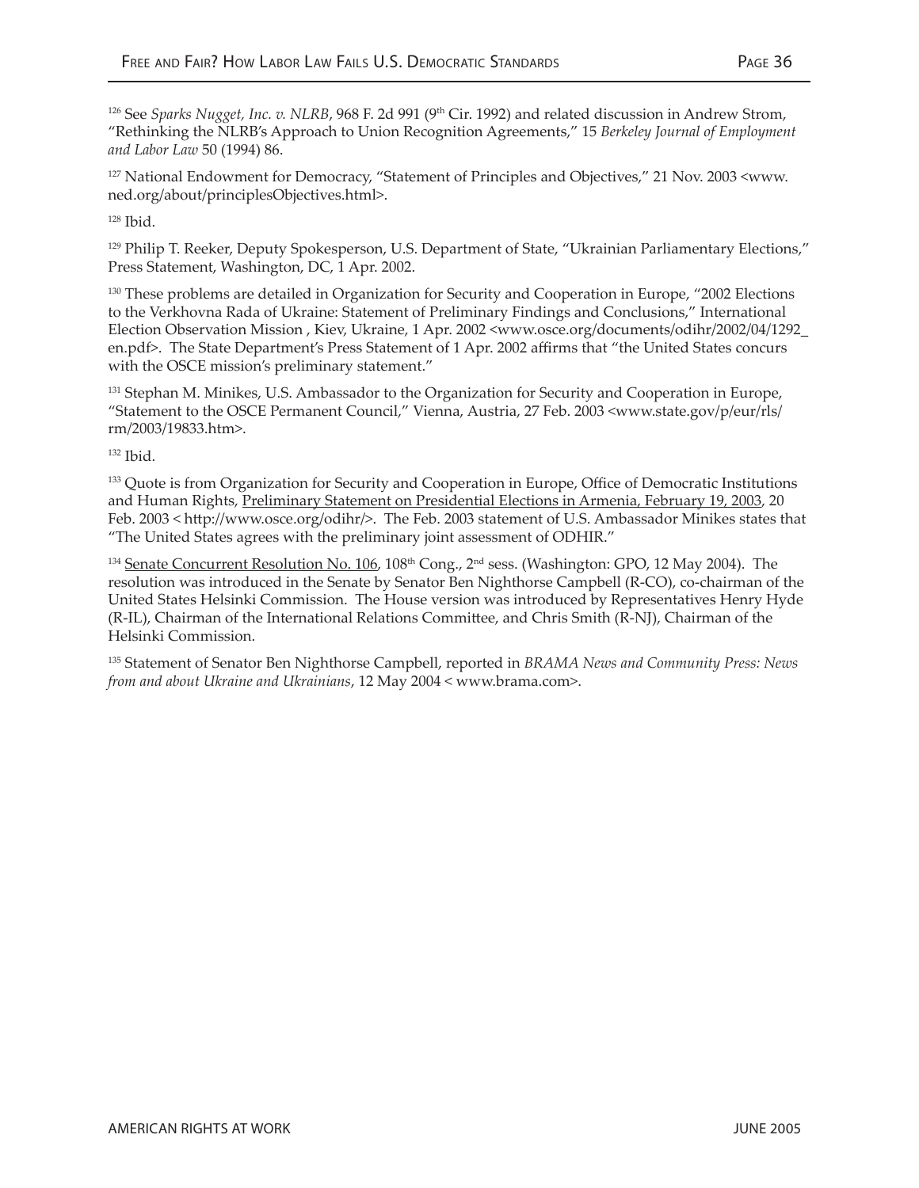[126] See *Sparks Nugget, Inc. v. NLRB*, 968 F. 2d 991 (9th Cir. 1992) and related discussion in Andrew Strom, "Rethinking the NLRB's Approach to Union Recognition Agreements," 15 *Berkeley Journal of Employment and Labor Law* 50 (1994) 86.

[127] National Endowment for Democracy, "Statement of Principles and Objectives," 21 Nov. 2003 <www.ned.org/about/principlesObjectives.html>.

[128] Ibid.

[129] Philip T. Reeker, Deputy Spokesperson, U.S. Department of State, "Ukrainian Parliamentary Elections," Press Statement, Washington, DC, 1 Apr. 2002.

[130] These problems are detailed in Organization for Security and Cooperation in Europe, "2002 Elections to the Verkhovna Rada of Ukraine: Statement of Preliminary Findings and Conclusions," International Election Observation Mission , Kiev, Ukraine, 1 Apr. 2002 <www.osce.org/documents/odihr/2002/04/1292_en.pdf>. The State Department's Press Statement of 1 Apr. 2002 affirms that "the United States concurs with the OSCE mission's preliminary statement."

[131] Stephan M. Minikes, U.S. Ambassador to the Organization for Security and Cooperation in Europe, "Statement to the OSCE Permanent Council," Vienna, Austria, 27 Feb. 2003 <www.state.gov/p/eur/rls/rm/2003/19833.htm>.

[132] Ibid.

[133] Quote is from Organization for Security and Cooperation in Europe, Office of Democratic Institutions and Human Rights, Preliminary Statement on Presidential Elections in Armenia, February 19, 2003, 20 Feb. 2003 < http://www.osce.org/odihr/>. The Feb. 2003 statement of U.S. Ambassador Minikes states that "The United States agrees with the preliminary joint assessment of ODHIR."

[134] Senate Concurrent Resolution No. 106, 108th Cong., 2nd sess. (Washington: GPO, 12 May 2004). The resolution was introduced in the Senate by Senator Ben Nighthorse Campbell (R-CO), co-chairman of the United States Helsinki Commission. The House version was introduced by Representatives Henry Hyde (R-IL), Chairman of the International Relations Committee, and Chris Smith (R-NJ), Chairman of the Helsinki Commission.

[135] Statement of Senator Ben Nighthorse Campbell, reported in *BRAMA News and Community Press: News from and about Ukraine and Ukrainians*, 12 May 2004 < www.brama.com>.